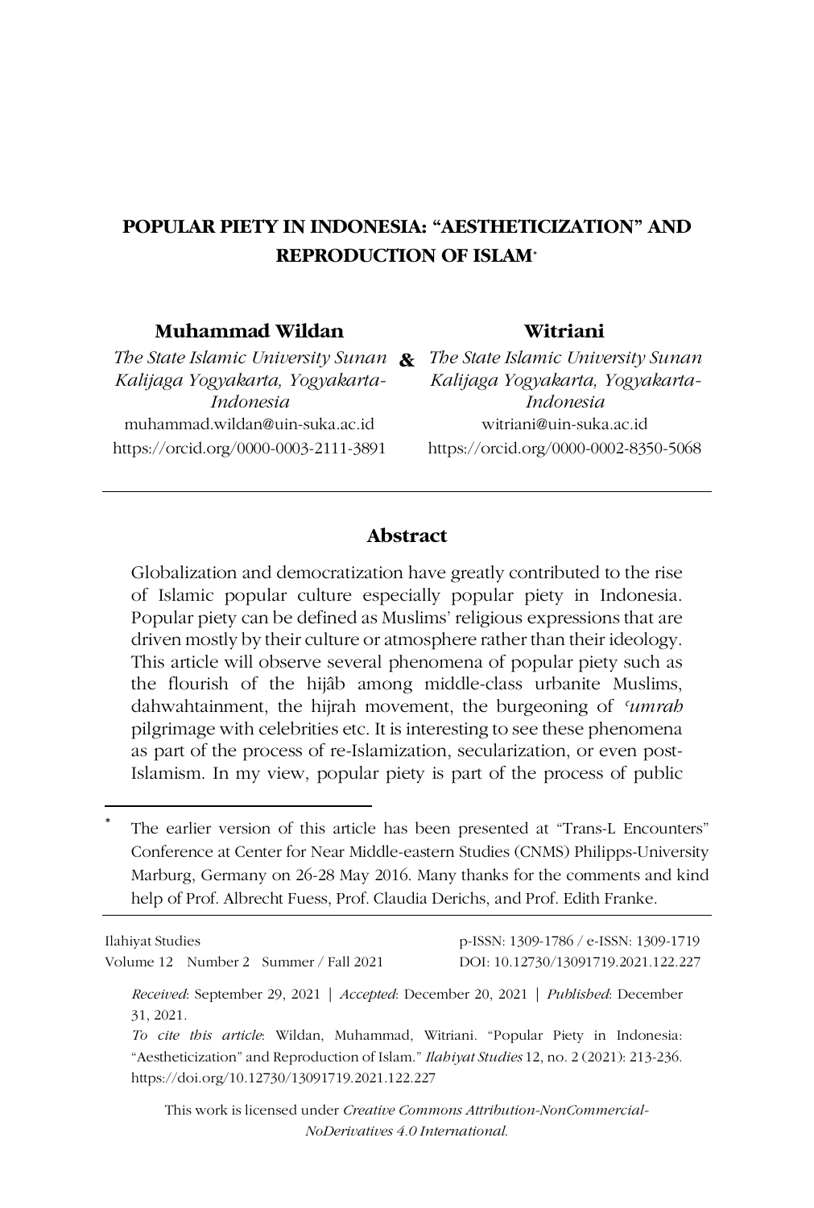# POPULAR PIETY IN INDONESIA: "AESTHETICIZATION" AND REPRODUCTION OF ISLAM*

**Muhammad Wildan**

*The State Islamic University Sunan Kalijaga Yogyakarta, Yogyakarta-Indonesia*

muhammad.wildan@uin-suka.ac.id

https://orcid.org/0000-0003-2111-3891

**&**

**Witriani**

*The State Islamic University Sunan Kalijaga Yogyakarta, Yogyakarta-Indonesia*

witriani@uin-suka.ac.id

https://orcid.org/0000-0002-8350-5068

## Abstract

Globalization and democratization have greatly contributed to the rise of Islamic popular culture especially popular piety in Indonesia. Popular piety can be defined as Muslims' religious expressions that are driven mostly by their culture or atmosphere rather than their ideology. This article will observe several phenomena of popular piety such as the flourish of the hijâb among middle-class urbanite Muslims, dahwahtainment, the hijrah movement, the burgeoning of *ʿumrah* pilgrimage with celebrities etc. It is interesting to see these phenomena as part of the process of re-Islamization, secularization, or even post-Islamism. In my view, popular piety is part of the process of public

---

* The earlier version of this article has been presented at "Trans-L Encounters" Conference at Center for Near Middle-eastern Studies (CNMS) Philipps-University Marburg, Germany on 26-28 May 2016. Many thanks for the comments and kind help of Prof. Albrecht Fuess, Prof. Claudia Derichs, and Prof. Edith Franke.

---

Ilahiyat Studies
Volume 12 Number 2 Summer / Fall 2021

p-ISSN: 1309-1786 / e-ISSN: 1309-1719
DOI: 10.12730/13091719.2021.122.227

*Received*: September 29, 2021 | *Accepted*: December 20, 2021 | *Published*: December 31, 2021.

*To cite this article*: Wildan, Muhammad, Witriani. "Popular Piety in Indonesia: "Aestheticization" and Reproduction of Islam." *Ilahiyat Studies* 12, no. 2 (2021): 213-236. https://doi.org/10.12730/13091719.2021.122.227

This work is licensed under *Creative Commons Attribution-NonCommercial-NoDerivatives 4.0 International.*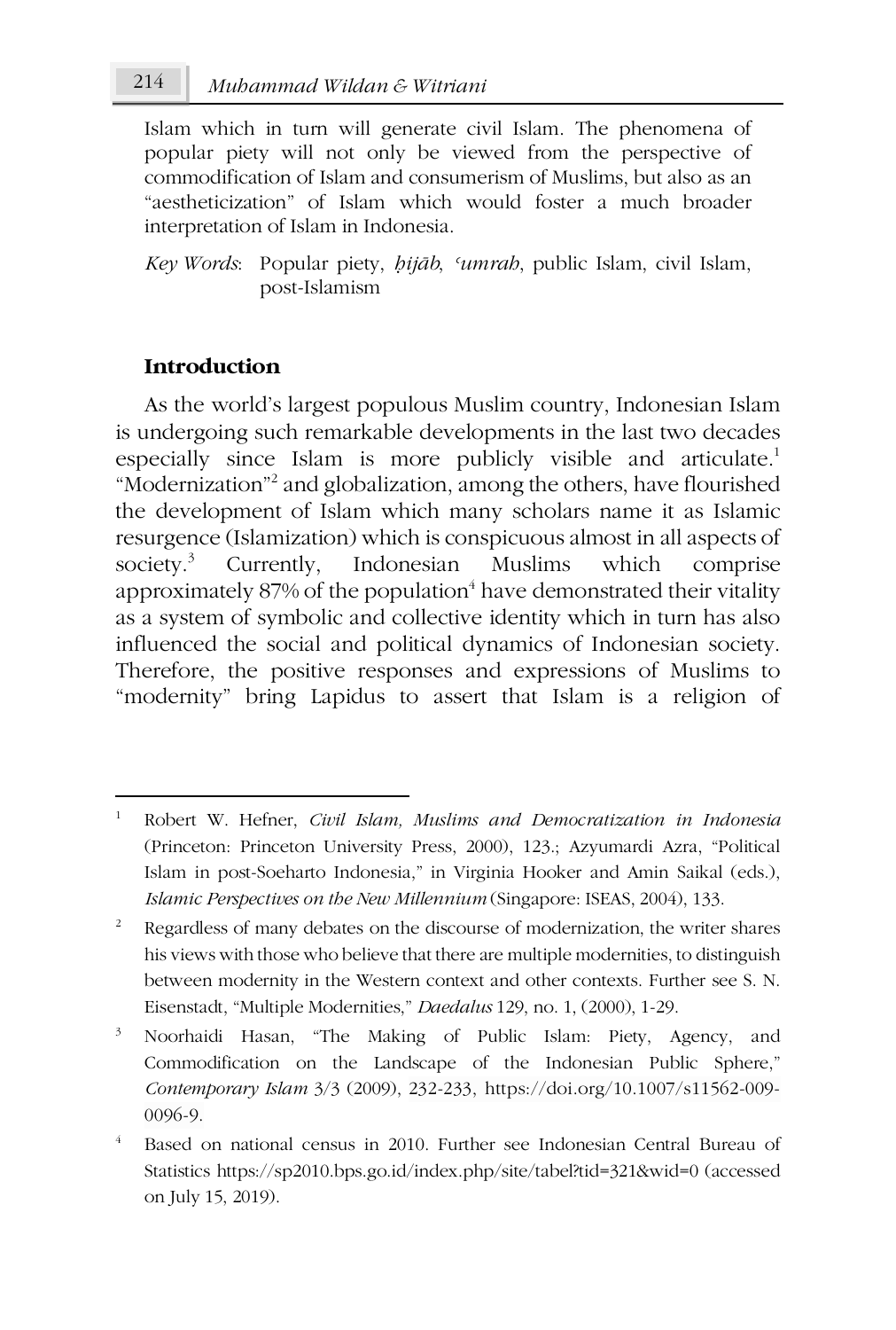Islam which in turn will generate civil Islam. The phenomena of popular piety will not only be viewed from the perspective of commodification of Islam and consumerism of Muslims, but also as an "aestheticization" of Islam which would foster a much broader interpretation of Islam in Indonesia.

*Key Words*: Popular piety, *ḥijāb*, *ʿumrah*, public Islam, civil Islam, post-Islamism

## Introduction

As the world's largest populous Muslim country, Indonesian Islam is undergoing such remarkable developments in the last two decades especially since Islam is more publicly visible and articulate.[1] "Modernization"[2] and globalization, among the others, have flourished the development of Islam which many scholars name it as Islamic resurgence (Islamization) which is conspicuous almost in all aspects of society.[3] Currently, Indonesian Muslims which comprise approximately 87% of the population[4] have demonstrated their vitality as a system of symbolic and collective identity which in turn has also influenced the social and political dynamics of Indonesian society. Therefore, the positive responses and expressions of Muslims to "modernity" bring Lapidus to assert that Islam is a religion of

---

[1] Robert W. Hefner, *Civil Islam, Muslims and Democratization in Indonesia* (Princeton: Princeton University Press, 2000), 123.; Azyumardi Azra, "Political Islam in post-Soeharto Indonesia," in Virginia Hooker and Amin Saikal (eds.), *Islamic Perspectives on the New Millennium* (Singapore: ISEAS, 2004), 133.

[2] Regardless of many debates on the discourse of modernization, the writer shares his views with those who believe that there are multiple modernities, to distinguish between modernity in the Western context and other contexts. Further see S. N. Eisenstadt, "Multiple Modernities," *Daedalus* 129, no. 1, (2000), 1-29.

[3] Noorhaidi Hasan, "The Making of Public Islam: Piety, Agency, and Commodification on the Landscape of the Indonesian Public Sphere," *Contemporary Islam* 3/3 (2009), 232-233, https://doi.org/10.1007/s11562-009-0096-9.

[4] Based on national census in 2010. Further see Indonesian Central Bureau of Statistics https://sp2010.bps.go.id/index.php/site/tabel?tid=321&wid=0 (accessed on July 15, 2019).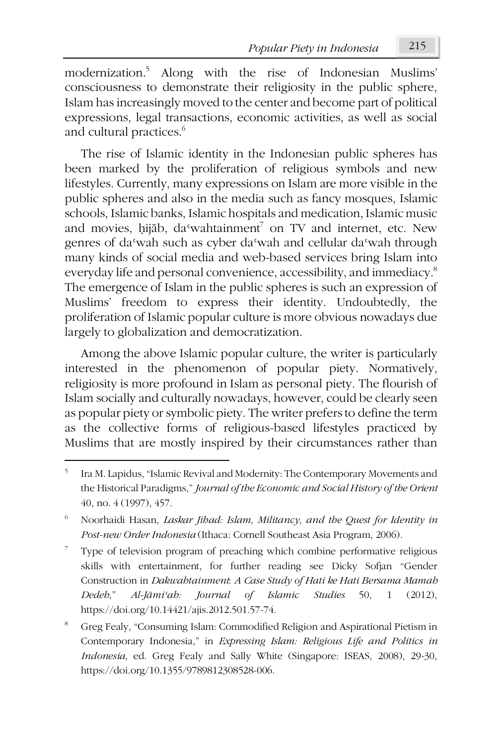modernization.[5] Along with the rise of Indonesian Muslims' consciousness to demonstrate their religiosity in the public sphere, Islam has increasingly moved to the center and become part of political expressions, legal transactions, economic activities, as well as social and cultural practices.[6]

The rise of Islamic identity in the Indonesian public spheres has been marked by the proliferation of religious symbols and new lifestyles. Currently, many expressions on Islam are more visible in the public spheres and also in the media such as fancy mosques, Islamic schools, Islamic banks, Islamic hospitals and medication, Islamic music and movies, ḥijāb, daʿwahtainment[7] on TV and internet, etc. New genres of daʿwah such as cyber daʿwah and cellular daʿwah through many kinds of social media and web-based services bring Islam into everyday life and personal convenience, accessibility, and immediacy.[8] The emergence of Islam in the public spheres is such an expression of Muslims' freedom to express their identity. Undoubtedly, the proliferation of Islamic popular culture is more obvious nowadays due largely to globalization and democratization.

Among the above Islamic popular culture, the writer is particularly interested in the phenomenon of popular piety. Normatively, religiosity is more profound in Islam as personal piety. The flourish of Islam socially and culturally nowadays, however, could be clearly seen as popular piety or symbolic piety. The writer prefers to define the term as the collective forms of religious-based lifestyles practiced by Muslims that are mostly inspired by their circumstances rather than

---

[5] Ira M. Lapidus, "Islamic Revival and Modernity: The Contemporary Movements and the Historical Paradigms," *Journal of the Economic and Social History of the Orient* 40, no. 4 (1997), 457.

[6] Noorhaidi Hasan, *Laskar Jihad: Islam, Militancy, and the Quest for Identity in Post-new Order Indonesia* (Ithaca: Cornell Southeast Asia Program, 2006).

[7] Type of television program of preaching which combine performative religious skills with entertainment, for further reading see Dicky Sofjan "Gender Construction in *Dakwahtainment*: *A Case Study of Hati ke Hati Bersama Mamah Dedeh*," *Al-Jāmiʿah: Journal of Islamic Studies* 50, 1 (2012), https://doi.org/10.14421/ajis.2012.501.57-74.

[8] Greg Fealy, "Consuming Islam: Commodified Religion and Aspirational Pietism in Contemporary Indonesia," in *Expressing Islam: Religious Life and Politics in Indonesia*, ed. Greg Fealy and Sally White (Singapore: ISEAS, 2008), 29-30, https://doi.org/10.1355/9789812308528-006.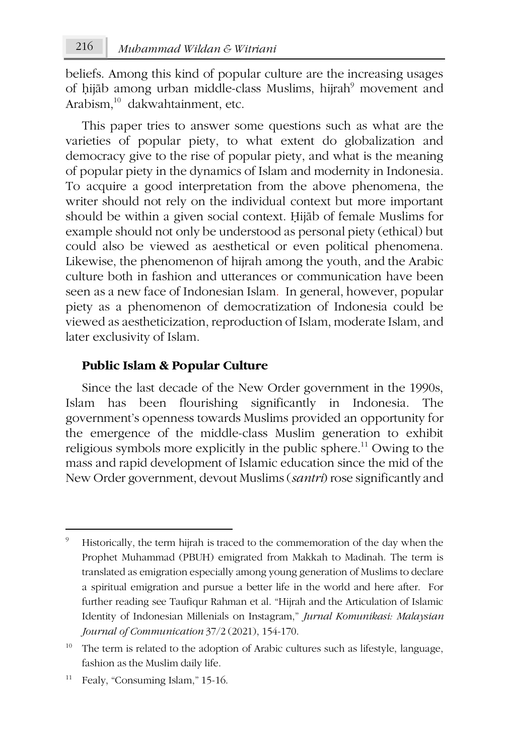beliefs. Among this kind of popular culture are the increasing usages of ḥijāb among urban middle-class Muslims, hijrah[9] movement and Arabism,[10] dakwahtainment, etc.

This paper tries to answer some questions such as what are the varieties of popular piety, to what extent do globalization and democracy give to the rise of popular piety, and what is the meaning of popular piety in the dynamics of Islam and modernity in Indonesia. To acquire a good interpretation from the above phenomena, the writer should not rely on the individual context but more important should be within a given social context. Ḥijāb of female Muslims for example should not only be understood as personal piety (ethical) but could also be viewed as aesthetical or even political phenomena. Likewise, the phenomenon of hijrah among the youth, and the Arabic culture both in fashion and utterances or communication have been seen as a new face of Indonesian Islam. In general, however, popular piety as a phenomenon of democratization of Indonesia could be viewed as aestheticization, reproduction of Islam, moderate Islam, and later exclusivity of Islam.

## Public Islam & Popular Culture

Since the last decade of the New Order government in the 1990s, Islam has been flourishing significantly in Indonesia. The government's openness towards Muslims provided an opportunity for the emergence of the middle-class Muslim generation to exhibit religious symbols more explicitly in the public sphere.[11] Owing to the mass and rapid development of Islamic education since the mid of the New Order government, devout Muslims (*santri*) rose significantly and

---

[9] Historically, the term hijrah is traced to the commemoration of the day when the Prophet Muhammad (PBUH) emigrated from Makkah to Madinah. The term is translated as emigration especially among young generation of Muslims to declare a spiritual emigration and pursue a better life in the world and here after. For further reading see Taufiqur Rahman et al. "Hijrah and the Articulation of Islamic Identity of Indonesian Millenials on Instagram," *Jurnal Komunikasi: Malaysian Journal of Communication* 37/2 (2021), 154-170.

[10] The term is related to the adoption of Arabic cultures such as lifestyle, language, fashion as the Muslim daily life.

[11] Fealy, "Consuming Islam," 15-16.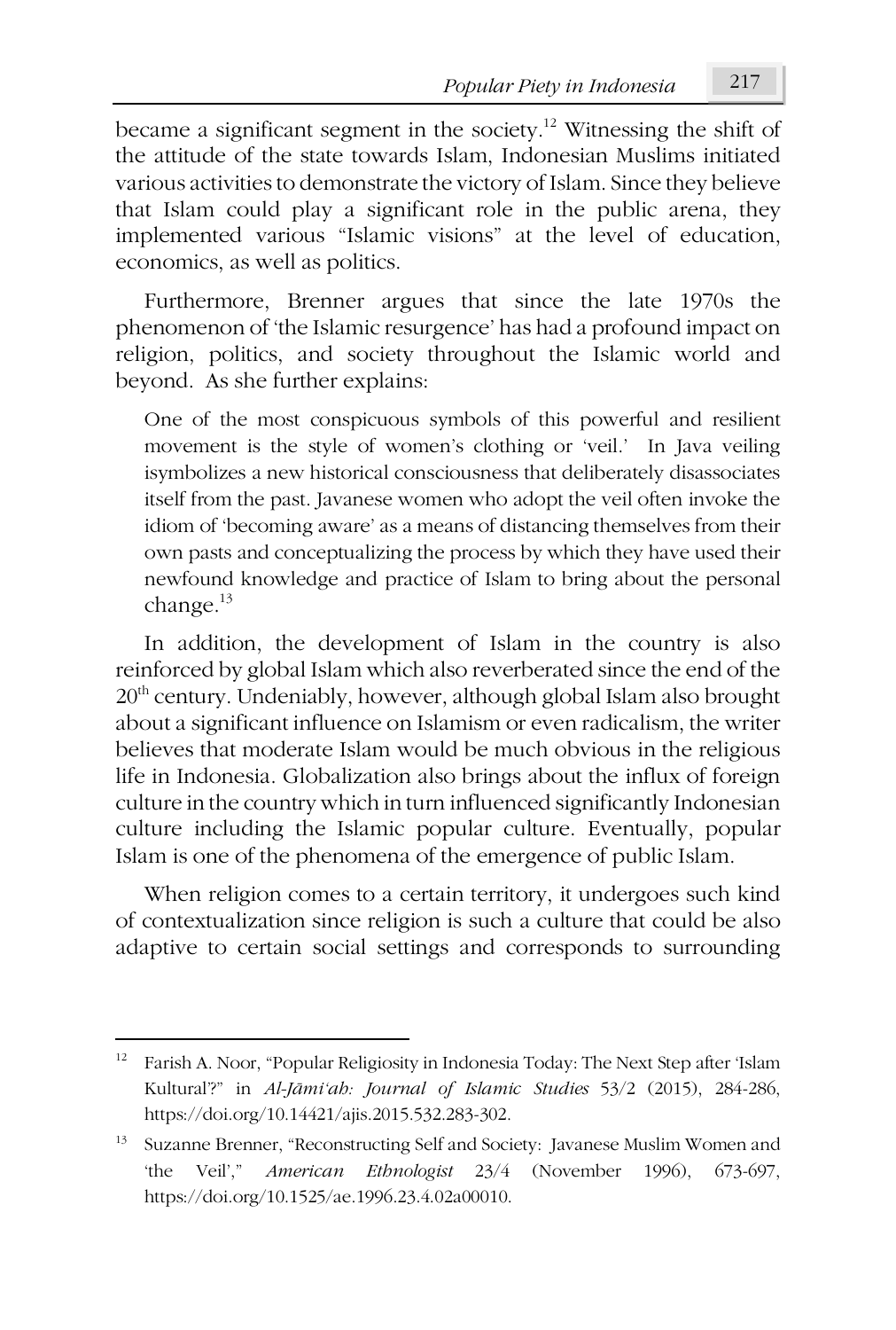became a significant segment in the society.[12] Witnessing the shift of the attitude of the state towards Islam, Indonesian Muslims initiated various activities to demonstrate the victory of Islam. Since they believe that Islam could play a significant role in the public arena, they implemented various "Islamic visions" at the level of education, economics, as well as politics.

Furthermore, Brenner argues that since the late 1970s the phenomenon of 'the Islamic resurgence' has had a profound impact on religion, politics, and society throughout the Islamic world and beyond. As she further explains:

> One of the most conspicuous symbols of this powerful and resilient movement is the style of women's clothing or 'veil.' In Java veiling isymbolizes a new historical consciousness that deliberately disassociates itself from the past. Javanese women who adopt the veil often invoke the idiom of 'becoming aware' as a means of distancing themselves from their own pasts and conceptualizing the process by which they have used their newfound knowledge and practice of Islam to bring about the personal change.[13]

In addition, the development of Islam in the country is also reinforced by global Islam which also reverberated since the end of the 20th century. Undeniably, however, although global Islam also brought about a significant influence on Islamism or even radicalism, the writer believes that moderate Islam would be much obvious in the religious life in Indonesia. Globalization also brings about the influx of foreign culture in the country which in turn influenced significantly Indonesian culture including the Islamic popular culture. Eventually, popular Islam is one of the phenomena of the emergence of public Islam.

When religion comes to a certain territory, it undergoes such kind of contextualization since religion is such a culture that could be also adaptive to certain social settings and corresponds to surrounding

---

[12] Farish A. Noor, "Popular Religiosity in Indonesia Today: The Next Step after 'Islam Kultural'?" in *Al-Jāmi'ah: Journal of Islamic Studies* 53/2 (2015), 284-286, https://doi.org/10.14421/ajis.2015.532.283-302.

[13] Suzanne Brenner, "Reconstructing Self and Society: Javanese Muslim Women and 'the Veil'," *American Ethnologist* 23/4 (November 1996), 673-697, https://doi.org/10.1525/ae.1996.23.4.02a00010.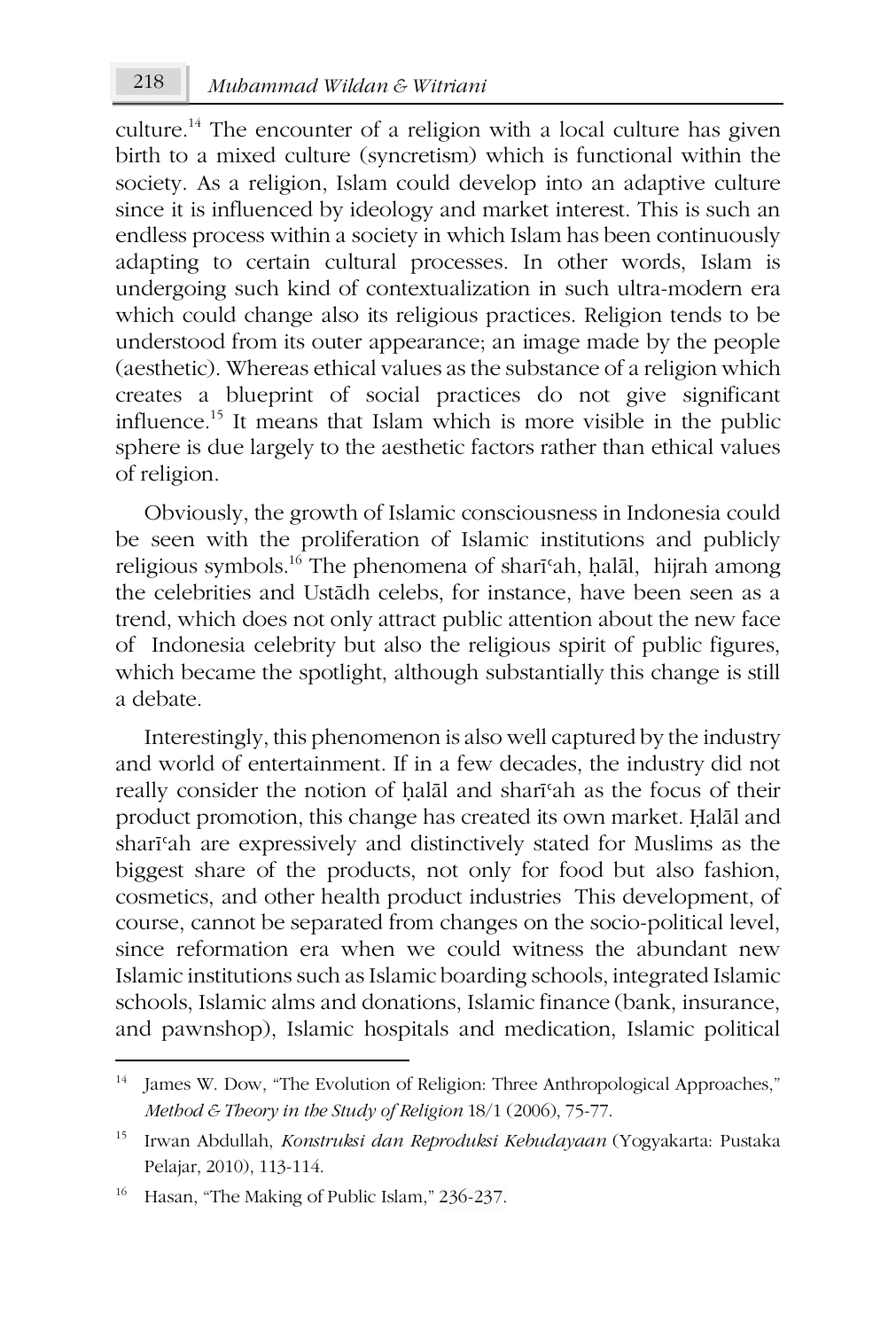culture.[14] The encounter of a religion with a local culture has given birth to a mixed culture (syncretism) which is functional within the society. As a religion, Islam could develop into an adaptive culture since it is influenced by ideology and market interest. This is such an endless process within a society in which Islam has been continuously adapting to certain cultural processes. In other words, Islam is undergoing such kind of contextualization in such ultra-modern era which could change also its religious practices. Religion tends to be understood from its outer appearance; an image made by the people (aesthetic). Whereas ethical values as the substance of a religion which creates a blueprint of social practices do not give significant influence.[15] It means that Islam which is more visible in the public sphere is due largely to the aesthetic factors rather than ethical values of religion.

Obviously, the growth of Islamic consciousness in Indonesia could be seen with the proliferation of Islamic institutions and publicly religious symbols.[16] The phenomena of sharīʿah, ḥalāl, hijrah among the celebrities and Ustādh celebs, for instance, have been seen as a trend, which does not only attract public attention about the new face of Indonesia celebrity but also the religious spirit of public figures, which became the spotlight, although substantially this change is still a debate.

Interestingly, this phenomenon is also well captured by the industry and world of entertainment. If in a few decades, the industry did not really consider the notion of ḥalāl and sharīʿah as the focus of their product promotion, this change has created its own market. Ḥalāl and sharīʿah are expressively and distinctively stated for Muslims as the biggest share of the products, not only for food but also fashion, cosmetics, and other health product industries This development, of course, cannot be separated from changes on the socio-political level, since reformation era when we could witness the abundant new Islamic institutions such as Islamic boarding schools, integrated Islamic schools, Islamic alms and donations, Islamic finance (bank, insurance, and pawnshop), Islamic hospitals and medication, Islamic political

---

[14] James W. Dow, "The Evolution of Religion: Three Anthropological Approaches," *Method & Theory in the Study of Religion* 18/1 (2006), 75-77.

[15] Irwan Abdullah, *Konstruksi dan Reproduksi Kebudayaan* (Yogyakarta: Pustaka Pelajar, 2010), 113-114.

[16] Hasan, "The Making of Public Islam," 236-237.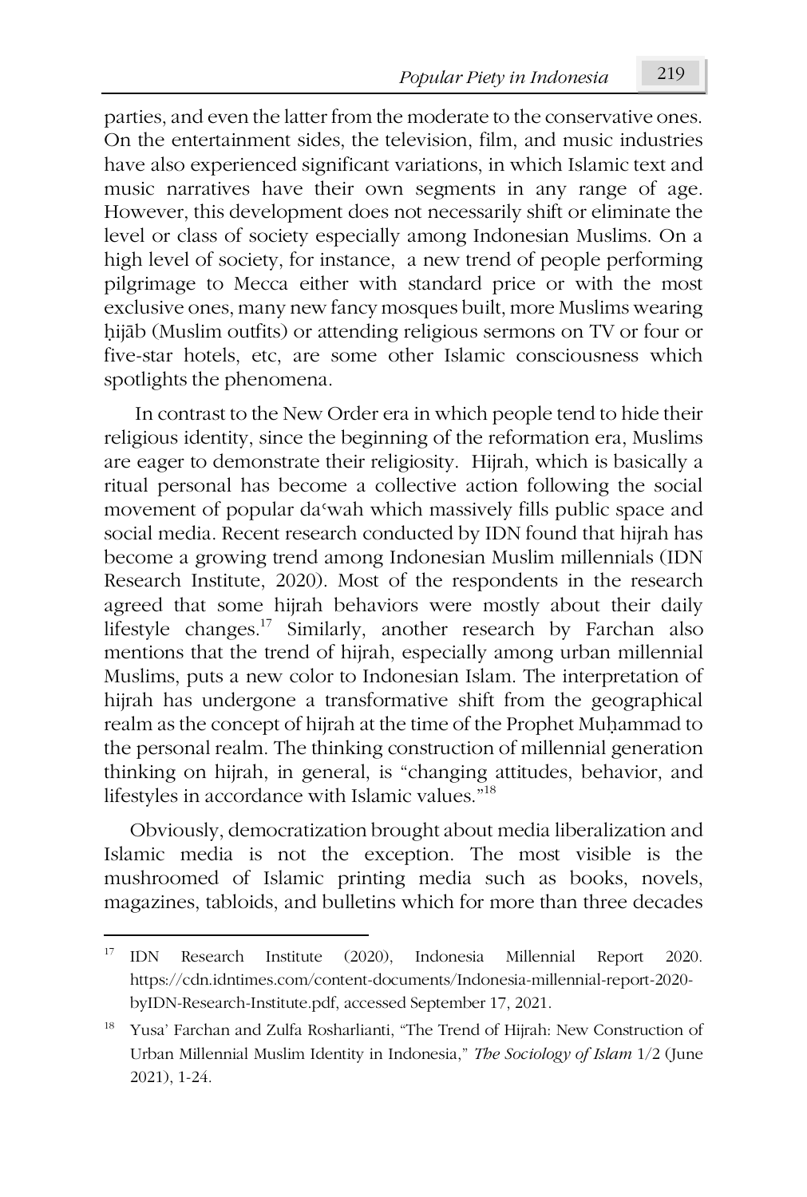parties, and even the latter from the moderate to the conservative ones. On the entertainment sides, the television, film, and music industries have also experienced significant variations, in which Islamic text and music narratives have their own segments in any range of age. However, this development does not necessarily shift or eliminate the level or class of society especially among Indonesian Muslims. On a high level of society, for instance, a new trend of people performing pilgrimage to Mecca either with standard price or with the most exclusive ones, many new fancy mosques built, more Muslims wearing ḥijāb (Muslim outfits) or attending religious sermons on TV or four or five-star hotels, etc, are some other Islamic consciousness which spotlights the phenomena.

In contrast to the New Order era in which people tend to hide their religious identity, since the beginning of the reformation era, Muslims are eager to demonstrate their religiosity. Hijrah, which is basically a ritual personal has become a collective action following the social movement of popular daʿwah which massively fills public space and social media. Recent research conducted by IDN found that hijrah has become a growing trend among Indonesian Muslim millennials (IDN Research Institute, 2020). Most of the respondents in the research agreed that some hijrah behaviors were mostly about their daily lifestyle changes.[17] Similarly, another research by Farchan also mentions that the trend of hijrah, especially among urban millennial Muslims, puts a new color to Indonesian Islam. The interpretation of hijrah has undergone a transformative shift from the geographical realm as the concept of hijrah at the time of the Prophet Muḥammad to the personal realm. The thinking construction of millennial generation thinking on hijrah, in general, is "changing attitudes, behavior, and lifestyles in accordance with Islamic values."[18]

Obviously, democratization brought about media liberalization and Islamic media is not the exception. The most visible is the mushroomed of Islamic printing media such as books, novels, magazines, tabloids, and bulletins which for more than three decades

---

[17] IDN Research Institute (2020), Indonesia Millennial Report 2020. https://cdn.idntimes.com/content-documents/Indonesia-millennial-report-2020-byIDN-Research-Institute.pdf, accessed September 17, 2021.

[18] Yusa' Farchan and Zulfa Rosharlianti, "The Trend of Hijrah: New Construction of Urban Millennial Muslim Identity in Indonesia," *The Sociology of Islam* 1/2 (June 2021), 1-24.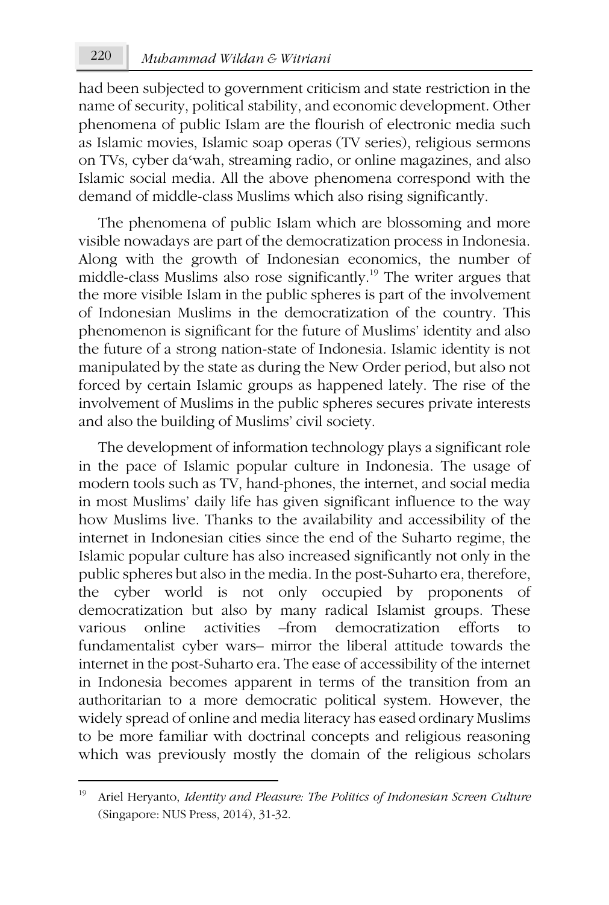had been subjected to government criticism and state restriction in the name of security, political stability, and economic development. Other phenomena of public Islam are the flourish of electronic media such as Islamic movies, Islamic soap operas (TV series), religious sermons on TVs, cyber daʿwah, streaming radio, or online magazines, and also Islamic social media. All the above phenomena correspond with the demand of middle-class Muslims which also rising significantly.

The phenomena of public Islam which are blossoming and more visible nowadays are part of the democratization process in Indonesia. Along with the growth of Indonesian economics, the number of middle-class Muslims also rose significantly.[19] The writer argues that the more visible Islam in the public spheres is part of the involvement of Indonesian Muslims in the democratization of the country. This phenomenon is significant for the future of Muslims' identity and also the future of a strong nation-state of Indonesia. Islamic identity is not manipulated by the state as during the New Order period, but also not forced by certain Islamic groups as happened lately. The rise of the involvement of Muslims in the public spheres secures private interests and also the building of Muslims' civil society.

The development of information technology plays a significant role in the pace of Islamic popular culture in Indonesia. The usage of modern tools such as TV, hand-phones, the internet, and social media in most Muslims' daily life has given significant influence to the way how Muslims live. Thanks to the availability and accessibility of the internet in Indonesian cities since the end of the Suharto regime, the Islamic popular culture has also increased significantly not only in the public spheres but also in the media. In the post-Suharto era, therefore, the cyber world is not only occupied by proponents of democratization but also by many radical Islamist groups. These various online activities –from democratization efforts to fundamentalist cyber wars– mirror the liberal attitude towards the internet in the post-Suharto era. The ease of accessibility of the internet in Indonesia becomes apparent in terms of the transition from an authoritarian to a more democratic political system. However, the widely spread of online and media literacy has eased ordinary Muslims to be more familiar with doctrinal concepts and religious reasoning which was previously mostly the domain of the religious scholars

---

[19] Ariel Heryanto, *Identity and Pleasure: The Politics of Indonesian Screen Culture* (Singapore: NUS Press, 2014), 31-32.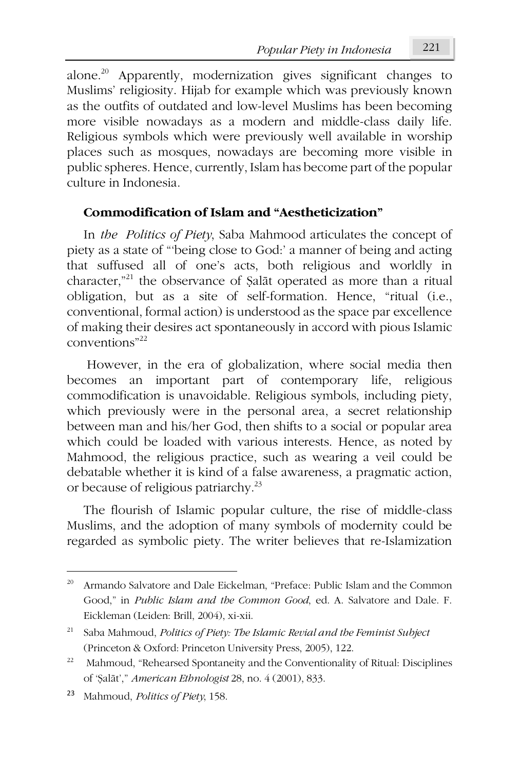alone.[20] Apparently, modernization gives significant changes to Muslims' religiosity. Hijab for example which was previously known as the outfits of outdated and low-level Muslims has been becoming more visible nowadays as a modern and middle-class daily life. Religious symbols which were previously well available in worship places such as mosques, nowadays are becoming more visible in public spheres. Hence, currently, Islam has become part of the popular culture in Indonesia.

### Commodification of Islam and "Aestheticization"

In *the Politics of Piety*, Saba Mahmood articulates the concept of piety as a state of "'being close to God:' a manner of being and acting that suffused all of one's acts, both religious and worldly in character,"[21] the observance of Ṣalāt operated as more than a ritual obligation, but as a site of self-formation. Hence, "ritual (i.e., conventional, formal action) is understood as the space par excellence of making their desires act spontaneously in accord with pious Islamic conventions"[22]

However, in the era of globalization, where social media then becomes an important part of contemporary life, religious commodification is unavoidable. Religious symbols, including piety, which previously were in the personal area, a secret relationship between man and his/her God, then shifts to a social or popular area which could be loaded with various interests. Hence, as noted by Mahmood, the religious practice, such as wearing a veil could be debatable whether it is kind of a false awareness, a pragmatic action, or because of religious patriarchy.[23]

The flourish of Islamic popular culture, the rise of middle-class Muslims, and the adoption of many symbols of modernity could be regarded as symbolic piety. The writer believes that re-Islamization

---

[20] Armando Salvatore and Dale Eickelman, "Preface: Public Islam and the Common Good," in *Public Islam and the Common Good*, ed. A. Salvatore and Dale. F. Eickleman (Leiden: Brill, 2004), xi-xii.

[21] Saba Mahmoud, *Politics of Piety: The Islamic Revial and the Feminist Subject* (Princeton & Oxford: Princeton University Press, 2005), 122.

[22] Mahmoud, "Rehearsed Spontaneity and the Conventionality of Ritual: Disciplines of 'Ṣalāt'," *American Ethnologist* 28, no. 4 (2001), 833.

[23] Mahmoud, *Politics of Piety*, 158.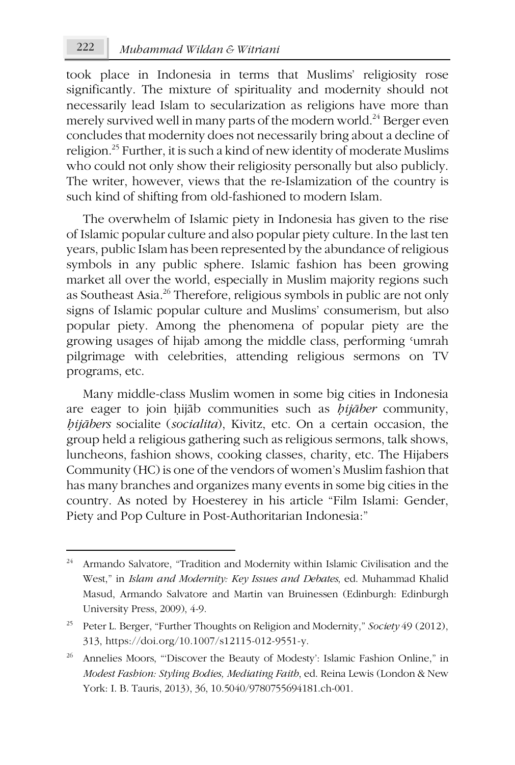took place in Indonesia in terms that Muslims' religiosity rose significantly. The mixture of spirituality and modernity should not necessarily lead Islam to secularization as religions have more than merely survived well in many parts of the modern world.[24] Berger even concludes that modernity does not necessarily bring about a decline of religion.[25] Further, it is such a kind of new identity of moderate Muslims who could not only show their religiosity personally but also publicly. The writer, however, views that the re-Islamization of the country is such kind of shifting from old-fashioned to modern Islam.

The overwhelm of Islamic piety in Indonesia has given to the rise of Islamic popular culture and also popular piety culture. In the last ten years, public Islam has been represented by the abundance of religious symbols in any public sphere. Islamic fashion has been growing market all over the world, especially in Muslim majority regions such as Southeast Asia.[26] Therefore, religious symbols in public are not only signs of Islamic popular culture and Muslims' consumerism, but also popular piety. Among the phenomena of popular piety are the growing usages of hijab among the middle class, performing ʿumrah pilgrimage with celebrities, attending religious sermons on TV programs, etc.

Many middle-class Muslim women in some big cities in Indonesia are eager to join ḥijāb communities such as *ḥijāber* community, *ḥijābers* socialite (*socialita*), Kivitz, etc. On a certain occasion, the group held a religious gathering such as religious sermons, talk shows, luncheons, fashion shows, cooking classes, charity, etc. The Hijabers Community (HC) is one of the vendors of women's Muslim fashion that has many branches and organizes many events in some big cities in the country. As noted by Hoesterey in his article "Film Islami: Gender, Piety and Pop Culture in Post-Authoritarian Indonesia:"

---

[24] Armando Salvatore, "Tradition and Modernity within Islamic Civilisation and the West," in *Islam and Modernity: Key Issues and Debates*, ed. Muhammad Khalid Masud, Armando Salvatore and Martin van Bruinessen (Edinburgh: Edinburgh University Press, 2009), 4-9.

[25] Peter L. Berger, "Further Thoughts on Religion and Modernity," *Society* 49 (2012), 313, https://doi.org/10.1007/s12115-012-9551-y.

[26] Annelies Moors, "'Discover the Beauty of Modesty': Islamic Fashion Online," in *Modest Fashion: Styling Bodies, Mediating Faith*, ed. Reina Lewis (London & New York: I. B. Tauris, 2013), 36, 10.5040/9780755694181.ch-001.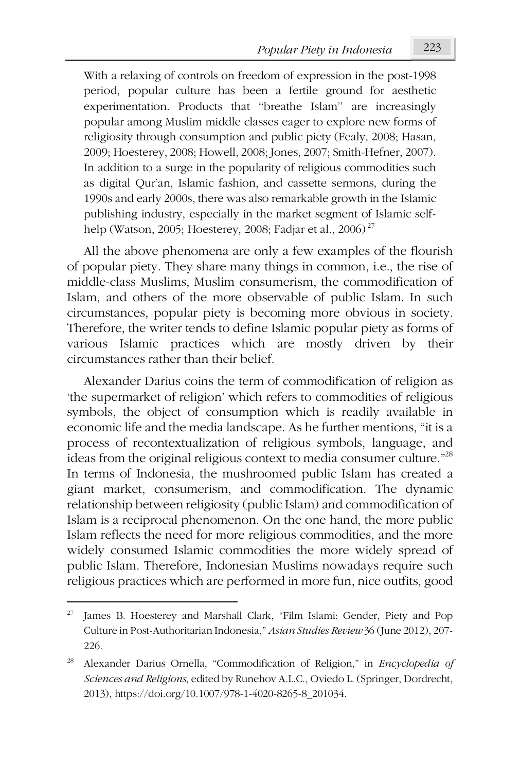> With a relaxing of controls on freedom of expression in the post-1998 period, popular culture has been a fertile ground for aesthetic experimentation. Products that "breathe Islam" are increasingly popular among Muslim middle classes eager to explore new forms of religiosity through consumption and public piety (Fealy, 2008; Hasan, 2009; Hoesterey, 2008; Howell, 2008; Jones, 2007; Smith-Hefner, 2007). In addition to a surge in the popularity of religious commodities such as digital Qur'an, Islamic fashion, and cassette sermons, during the 1990s and early 2000s, there was also remarkable growth in the Islamic publishing industry, especially in the market segment of Islamic self-help (Watson, 2005; Hoesterey, 2008; Fadjar et al., 2006)[27]

All the above phenomena are only a few examples of the flourish of popular piety. They share many things in common, i.e., the rise of middle-class Muslims, Muslim consumerism, the commodification of Islam, and others of the more observable of public Islam. In such circumstances, popular piety is becoming more obvious in society. Therefore, the writer tends to define Islamic popular piety as forms of various Islamic practices which are mostly driven by their circumstances rather than their belief.

Alexander Darius coins the term of commodification of religion as 'the supermarket of religion' which refers to commodities of religious symbols, the object of consumption which is readily available in economic life and the media landscape. As he further mentions, "it is a process of recontextualization of religious symbols, language, and ideas from the original religious context to media consumer culture."[28] In terms of Indonesia, the mushroomed public Islam has created a giant market, consumerism, and commodification. The dynamic relationship between religiosity (public Islam) and commodification of Islam is a reciprocal phenomenon. On the one hand, the more public Islam reflects the need for more religious commodities, and the more widely consumed Islamic commodities the more widely spread of public Islam. Therefore, Indonesian Muslims nowadays require such religious practices which are performed in more fun, nice outfits, good

---

[27] James B. Hoesterey and Marshall Clark, "Film Islami: Gender, Piety and Pop Culture in Post-Authoritarian Indonesia," *Asian Studies Review* 36 (June 2012), 207-226.

[28] Alexander Darius Ornella, "Commodification of Religion," in *Encyclopedia of Sciences and Religions*, edited by Runehov A.L.C., Oviedo L. (Springer, Dordrecht, 2013), https://doi.org/10.1007/978-1-4020-8265-8_201034.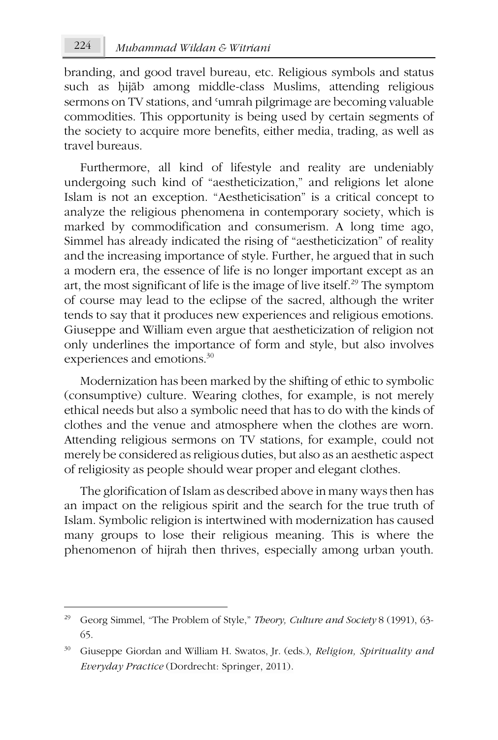branding, and good travel bureau, etc. Religious symbols and status such as ḥijāb among middle-class Muslims, attending religious sermons on TV stations, and ʿumrah pilgrimage are becoming valuable commodities. This opportunity is being used by certain segments of the society to acquire more benefits, either media, trading, as well as travel bureaus.

Furthermore, all kind of lifestyle and reality are undeniably undergoing such kind of "aestheticization," and religions let alone Islam is not an exception. "Aestheticisation" is a critical concept to analyze the religious phenomena in contemporary society, which is marked by commodification and consumerism. A long time ago, Simmel has already indicated the rising of "aestheticization" of reality and the increasing importance of style. Further, he argued that in such a modern era, the essence of life is no longer important except as an art, the most significant of life is the image of live itself.[29] The symptom of course may lead to the eclipse of the sacred, although the writer tends to say that it produces new experiences and religious emotions. Giuseppe and William even argue that aestheticization of religion not only underlines the importance of form and style, but also involves experiences and emotions.[30]

Modernization has been marked by the shifting of ethic to symbolic (consumptive) culture. Wearing clothes, for example, is not merely ethical needs but also a symbolic need that has to do with the kinds of clothes and the venue and atmosphere when the clothes are worn. Attending religious sermons on TV stations, for example, could not merely be considered as religious duties, but also as an aesthetic aspect of religiosity as people should wear proper and elegant clothes.

The glorification of Islam as described above in many ways then has an impact on the religious spirit and the search for the true truth of Islam. Symbolic religion is intertwined with modernization has caused many groups to lose their religious meaning. This is where the phenomenon of hijrah then thrives, especially among urban youth.

---

[29] Georg Simmel, "The Problem of Style," *Theory, Culture and Society* 8 (1991), 63-65.

[30] Giuseppe Giordan and William H. Swatos, Jr. (eds.), *Religion, Spirituality and Everyday Practice* (Dordrecht: Springer, 2011).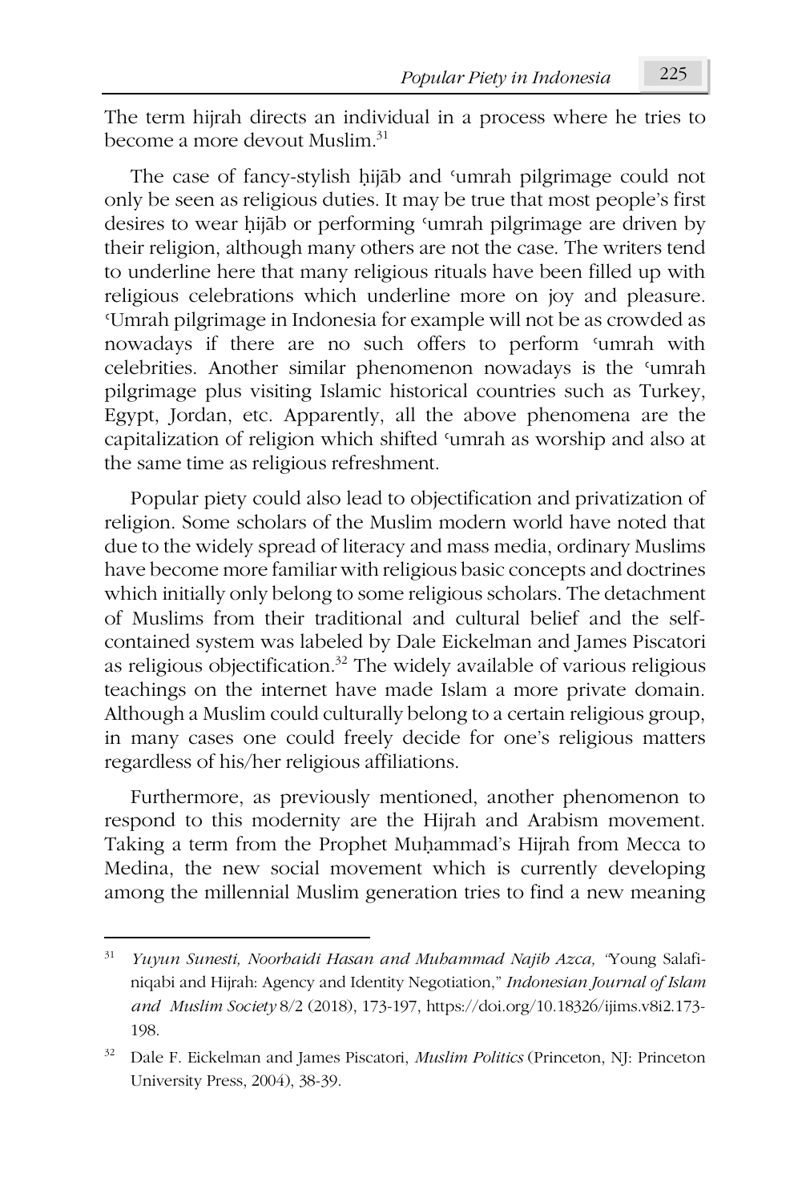The term hijrah directs an individual in a process where he tries to become a more devout Muslim.[31]

The case of fancy-stylish ḥijāb and ʿumrah pilgrimage could not only be seen as religious duties. It may be true that most people's first desires to wear ḥijāb or performing ʿumrah pilgrimage are driven by their religion, although many others are not the case. The writers tend to underline here that many religious rituals have been filled up with religious celebrations which underline more on joy and pleasure. ʿUmrah pilgrimage in Indonesia for example will not be as crowded as nowadays if there are no such offers to perform ʿumrah with celebrities. Another similar phenomenon nowadays is the ʿumrah pilgrimage plus visiting Islamic historical countries such as Turkey, Egypt, Jordan, etc. Apparently, all the above phenomena are the capitalization of religion which shifted ʿumrah as worship and also at the same time as religious refreshment.

Popular piety could also lead to objectification and privatization of religion. Some scholars of the Muslim modern world have noted that due to the widely spread of literacy and mass media, ordinary Muslims have become more familiar with religious basic concepts and doctrines which initially only belong to some religious scholars. The detachment of Muslims from their traditional and cultural belief and the self-contained system was labeled by Dale Eickelman and James Piscatori as religious objectification.[32] The widely available of various religious teachings on the internet have made Islam a more private domain. Although a Muslim could culturally belong to a certain religious group, in many cases one could freely decide for one's religious matters regardless of his/her religious affiliations.

Furthermore, as previously mentioned, another phenomenon to respond to this modernity are the Hijrah and Arabism movement. Taking a term from the Prophet Muḥammad's Hijrah from Mecca to Medina, the new social movement which is currently developing among the millennial Muslim generation tries to find a new meaning

---

[31] *Yuyun Sunesti, Noorhaidi Hasan and Muhammad Najib Azca,* "Young Salafi-niqabi and Hijrah: Agency and Identity Negotiation," *Indonesian Journal of Islam and Muslim Society* 8/2 (2018), 173-197, https://doi.org/10.18326/ijims.v8i2.173-198.

[32] Dale F. Eickelman and James Piscatori, *Muslim Politics* (Princeton, NJ: Princeton University Press, 2004), 38-39.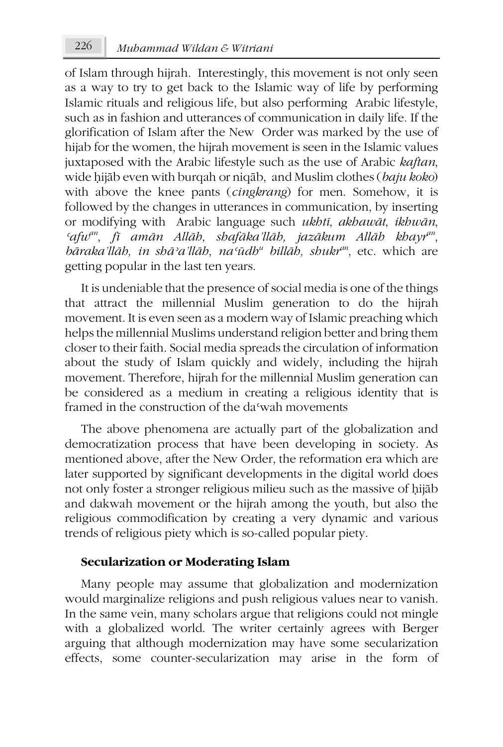of Islam through hijrah. Interestingly, this movement is not only seen as a way to try to get back to the Islamic way of life by performing Islamic rituals and religious life, but also performing Arabic lifestyle, such as in fashion and utterances of communication in daily life. If the glorification of Islam after the New Order was marked by the use of hijab for the women, the hijrah movement is seen in the Islamic values juxtaposed with the Arabic lifestyle such as the use of Arabic *kaftan*, wide ḥijāb even with burqah or niqāb, and Muslim clothes (*baju koko*) with above the knee pants (*cingkrang*) for men. Somehow, it is followed by the changes in utterances in communication, by inserting or modifying with Arabic language such *ukhtī*, *akhawāt*, *ikhwān*, *ʿafu*[an], *fī amān Allāh*, *shafākaʾllāh*, *jazākum Allāh khayr*[an], *bārakaʾllāh, in shāʾaʾllāh*, *naʿūdh*[u] *billāh, shukr*[an], etc. which are getting popular in the last ten years.

It is undeniable that the presence of social media is one of the things that attract the millennial Muslim generation to do the hijrah movement. It is even seen as a modern way of Islamic preaching which helps the millennial Muslims understand religion better and bring them closer to their faith. Social media spreads the circulation of information about the study of Islam quickly and widely, including the hijrah movement. Therefore, hijrah for the millennial Muslim generation can be considered as a medium in creating a religious identity that is framed in the construction of the daʿwah movements

The above phenomena are actually part of the globalization and democratization process that have been developing in society. As mentioned above, after the New Order, the reformation era which are later supported by significant developments in the digital world does not only foster a stronger religious milieu such as the massive of ḥijāb and dakwah movement or the hijrah among the youth, but also the religious commodification by creating a very dynamic and various trends of religious piety which is so-called popular piety.

### Secularization or Moderating Islam

Many people may assume that globalization and modernization would marginalize religions and push religious values near to vanish. In the same vein, many scholars argue that religions could not mingle with a globalized world. The writer certainly agrees with Berger arguing that although modernization may have some secularization effects, some counter-secularization may arise in the form of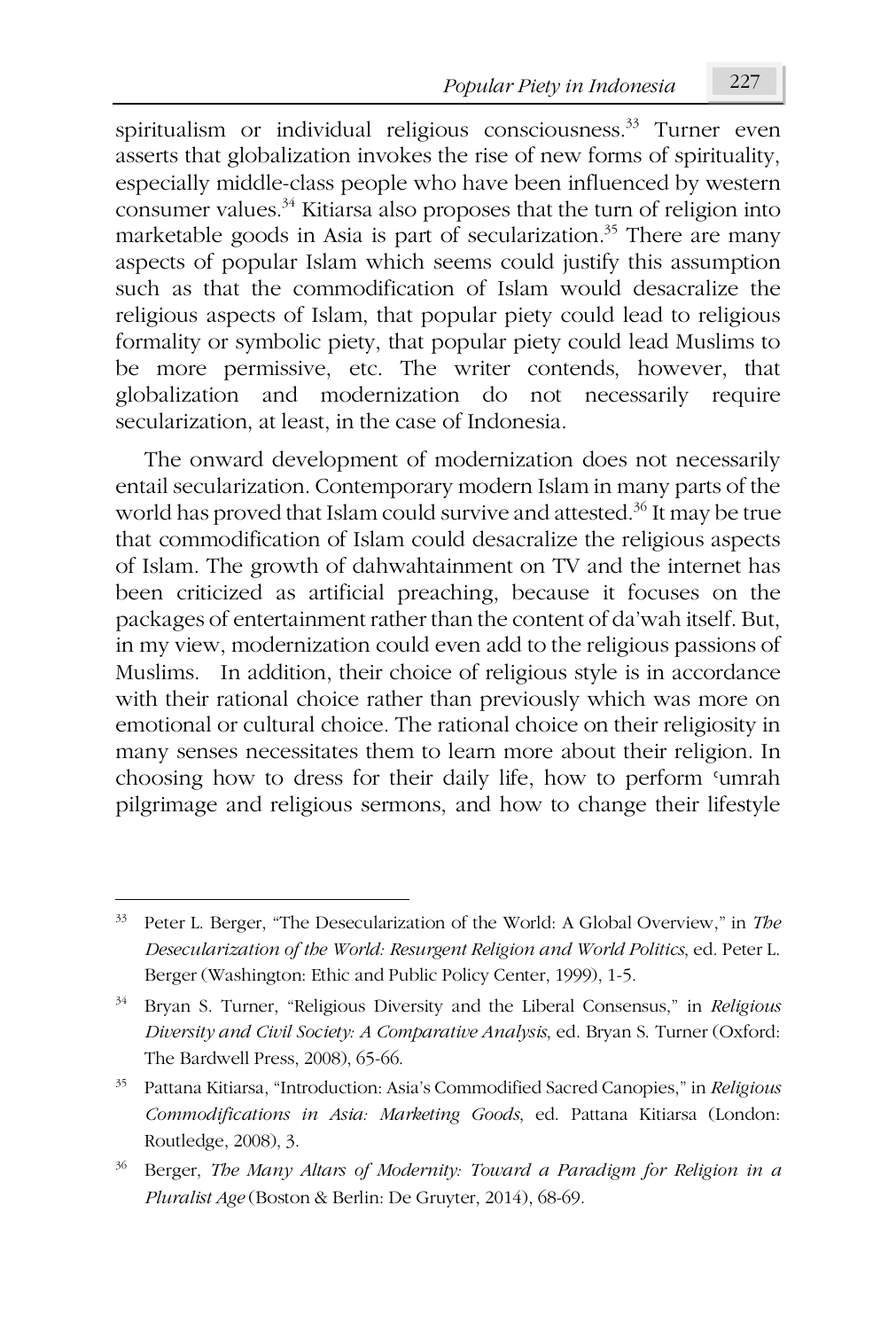spiritualism or individual religious consciousness.[33] Turner even asserts that globalization invokes the rise of new forms of spirituality, especially middle-class people who have been influenced by western consumer values.[34] Kitiarsa also proposes that the turn of religion into marketable goods in Asia is part of secularization.[35] There are many aspects of popular Islam which seems could justify this assumption such as that the commodification of Islam would desacralize the religious aspects of Islam, that popular piety could lead to religious formality or symbolic piety, that popular piety could lead Muslims to be more permissive, etc. The writer contends, however, that globalization and modernization do not necessarily require secularization, at least, in the case of Indonesia.

The onward development of modernization does not necessarily entail secularization. Contemporary modern Islam in many parts of the world has proved that Islam could survive and attested.[36] It may be true that commodification of Islam could desacralize the religious aspects of Islam. The growth of dahwahtainment on TV and the internet has been criticized as artificial preaching, because it focuses on the packages of entertainment rather than the content of da'wah itself. But, in my view, modernization could even add to the religious passions of Muslims. In addition, their choice of religious style is in accordance with their rational choice rather than previously which was more on emotional or cultural choice. The rational choice on their religiosity in many senses necessitates them to learn more about their religion. In choosing how to dress for their daily life, how to perform ʿumrah pilgrimage and religious sermons, and how to change their lifestyle

---

[33] Peter L. Berger, "The Desecularization of the World: A Global Overview," in *The Desecularization of the World: Resurgent Religion and World Politics*, ed. Peter L. Berger (Washington: Ethic and Public Policy Center, 1999), 1-5.

[34] Bryan S. Turner, "Religious Diversity and the Liberal Consensus," in *Religious Diversity and Civil Society: A Comparative Analysis*, ed. Bryan S. Turner (Oxford: The Bardwell Press, 2008), 65-66.

[35] Pattana Kitiarsa, "Introduction: Asia's Commodified Sacred Canopies," in *Religious Commodifications in Asia: Marketing Goods*, ed. Pattana Kitiarsa (London: Routledge, 2008), 3.

[36] Berger, *The Many Altars of Modernity: Toward a Paradigm for Religion in a Pluralist Age* (Boston & Berlin: De Gruyter, 2014), 68-69.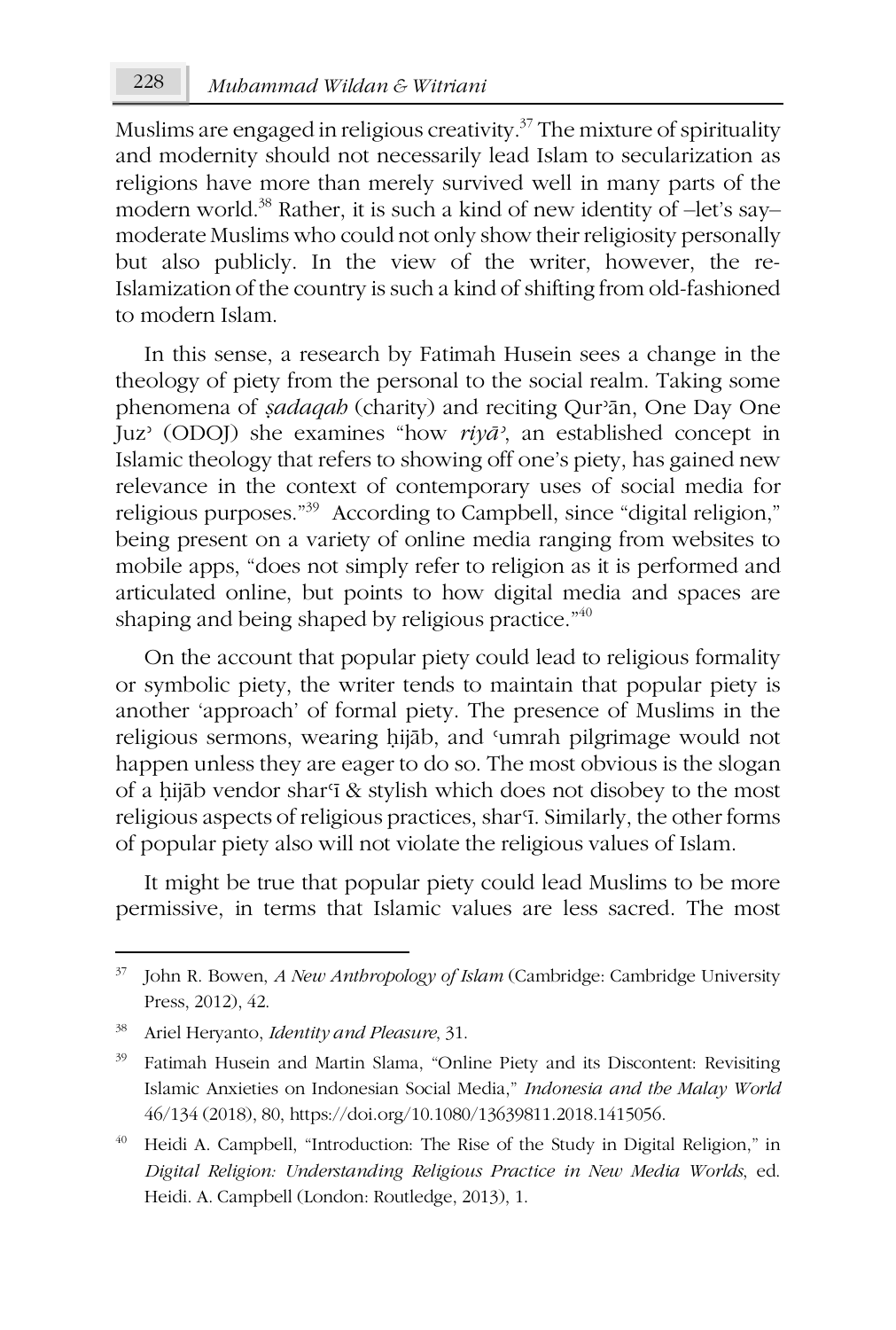Muslims are engaged in religious creativity.[37] The mixture of spirituality and modernity should not necessarily lead Islam to secularization as religions have more than merely survived well in many parts of the modern world.[38] Rather, it is such a kind of new identity of –let's say– moderate Muslims who could not only show their religiosity personally but also publicly. In the view of the writer, however, the re-Islamization of the country is such a kind of shifting from old-fashioned to modern Islam.

In this sense, a research by Fatimah Husein sees a change in the theology of piety from the personal to the social realm. Taking some phenomena of *ṣadaqah* (charity) and reciting Qurʾān, One Day One Juzʾ (ODOJ) she examines "how *riyāʾ*, an established concept in Islamic theology that refers to showing off one's piety, has gained new relevance in the context of contemporary uses of social media for religious purposes."[39] According to Campbell, since "digital religion," being present on a variety of online media ranging from websites to mobile apps, "does not simply refer to religion as it is performed and articulated online, but points to how digital media and spaces are shaping and being shaped by religious practice."[40]

On the account that popular piety could lead to religious formality or symbolic piety, the writer tends to maintain that popular piety is another 'approach' of formal piety. The presence of Muslims in the religious sermons, wearing ḥijāb, and ʿumrah pilgrimage would not happen unless they are eager to do so. The most obvious is the slogan of a ḥijāb vendor sharʿī & stylish which does not disobey to the most religious aspects of religious practices, sharʿī. Similarly, the other forms of popular piety also will not violate the religious values of Islam.

It might be true that popular piety could lead Muslims to be more permissive, in terms that Islamic values are less sacred. The most

---

[37] John R. Bowen, *A New Anthropology of Islam* (Cambridge: Cambridge University Press, 2012), 42.

[38] Ariel Heryanto, *Identity and Pleasure*, 31.

[39] Fatimah Husein and Martin Slama, "Online Piety and its Discontent: Revisiting Islamic Anxieties on Indonesian Social Media," *Indonesia and the Malay World* 46/134 (2018), 80, https://doi.org/10.1080/13639811.2018.1415056.

[40] Heidi A. Campbell, "Introduction: The Rise of the Study in Digital Religion," in *Digital Religion: Understanding Religious Practice in New Media Worlds*, ed. Heidi. A. Campbell (London: Routledge, 2013), 1.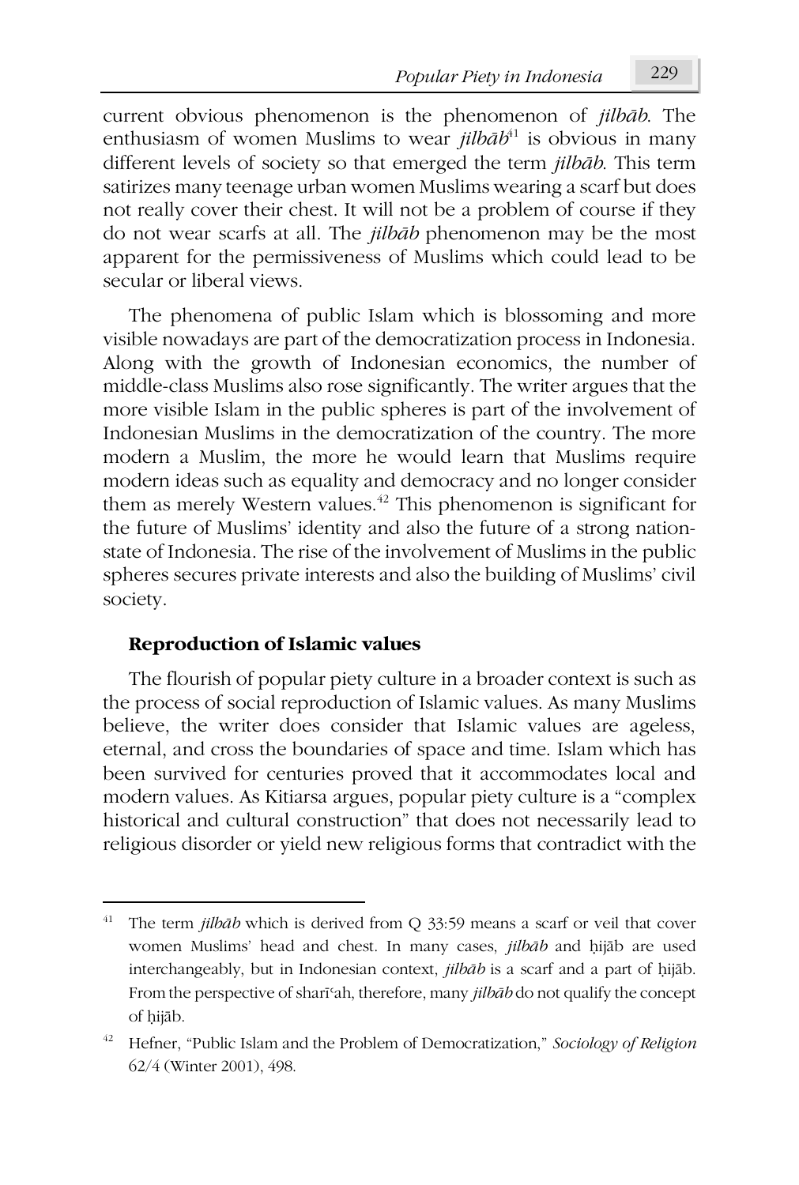current obvious phenomenon is the phenomenon of *jilbāb*. The enthusiasm of women Muslims to wear *jilbāb*[41] is obvious in many different levels of society so that emerged the term *jilbāb*. This term satirizes many teenage urban women Muslims wearing a scarf but does not really cover their chest. It will not be a problem of course if they do not wear scarfs at all. The *jilbāb* phenomenon may be the most apparent for the permissiveness of Muslims which could lead to be secular or liberal views.

The phenomena of public Islam which is blossoming and more visible nowadays are part of the democratization process in Indonesia. Along with the growth of Indonesian economics, the number of middle-class Muslims also rose significantly. The writer argues that the more visible Islam in the public spheres is part of the involvement of Indonesian Muslims in the democratization of the country. The more modern a Muslim, the more he would learn that Muslims require modern ideas such as equality and democracy and no longer consider them as merely Western values.[42] This phenomenon is significant for the future of Muslims' identity and also the future of a strong nation-state of Indonesia. The rise of the involvement of Muslims in the public spheres secures private interests and also the building of Muslims' civil society.

### Reproduction of Islamic values

The flourish of popular piety culture in a broader context is such as the process of social reproduction of Islamic values. As many Muslims believe, the writer does consider that Islamic values are ageless, eternal, and cross the boundaries of space and time. Islam which has been survived for centuries proved that it accommodates local and modern values. As Kitiarsa argues, popular piety culture is a "complex historical and cultural construction" that does not necessarily lead to religious disorder or yield new religious forms that contradict with the

---

[41] The term *jilbāb* which is derived from Q 33:59 means a scarf or veil that cover women Muslims' head and chest. In many cases, *jilbāb* and ḥijāb are used interchangeably, but in Indonesian context, *jilbāb* is a scarf and a part of ḥijāb. From the perspective of sharīʿah, therefore, many *jilbāb* do not qualify the concept of ḥijāb.

[42] Hefner, "Public Islam and the Problem of Democratization," *Sociology of Religion* 62/4 (Winter 2001), 498.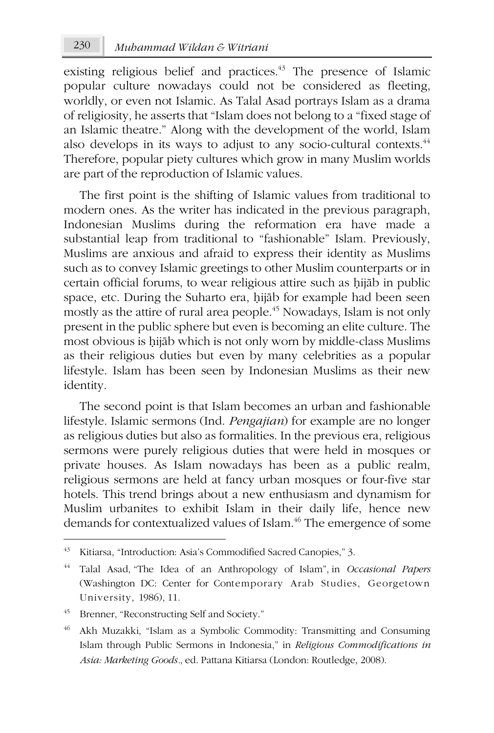existing religious belief and practices.[43] The presence of Islamic popular culture nowadays could not be considered as fleeting, worldly, or even not Islamic. As Talal Asad portrays Islam as a drama of religiosity, he asserts that "Islam does not belong to a "fixed stage of an Islamic theatre." Along with the development of the world, Islam also develops in its ways to adjust to any socio-cultural contexts.[44] Therefore, popular piety cultures which grow in many Muslim worlds are part of the reproduction of Islamic values.

The first point is the shifting of Islamic values from traditional to modern ones. As the writer has indicated in the previous paragraph, Indonesian Muslims during the reformation era have made a substantial leap from traditional to "fashionable" Islam. Previously, Muslims are anxious and afraid to express their identity as Muslims such as to convey Islamic greetings to other Muslim counterparts or in certain official forums, to wear religious attire such as ḥijāb in public space, etc. During the Suharto era, ḥijāb for example had been seen mostly as the attire of rural area people.[45] Nowadays, Islam is not only present in the public sphere but even is becoming an elite culture. The most obvious is ḥijāb which is not only worn by middle-class Muslims as their religious duties but even by many celebrities as a popular lifestyle. Islam has been seen by Indonesian Muslims as their new identity.

The second point is that Islam becomes an urban and fashionable lifestyle. Islamic sermons (Ind. *Pengajian*) for example are no longer as religious duties but also as formalities. In the previous era, religious sermons were purely religious duties that were held in mosques or private houses. As Islam nowadays has been as a public realm, religious sermons are held at fancy urban mosques or four-five star hotels. This trend brings about a new enthusiasm and dynamism for Muslim urbanites to exhibit Islam in their daily life, hence new demands for contextualized values of Islam.[46] The emergence of some

---

[43] Kitiarsa, "Introduction: Asia's Commodified Sacred Canopies," 3.

[44] Talal Asad, "The Idea of an Anthropology of Islam", in *Occasional Papers* (Washington DC: Center for Contemporary Arab Studies, Georgetown University, 1986), 11.

[45] Brenner, "Reconstructing Self and Society."

[46] Akh Muzakki, "Islam as a Symbolic Commodity: Transmitting and Consuming Islam through Public Sermons in Indonesia," in *Religious Commodifications in Asia: Marketing Goods*., ed. Pattana Kitiarsa (London: Routledge, 2008).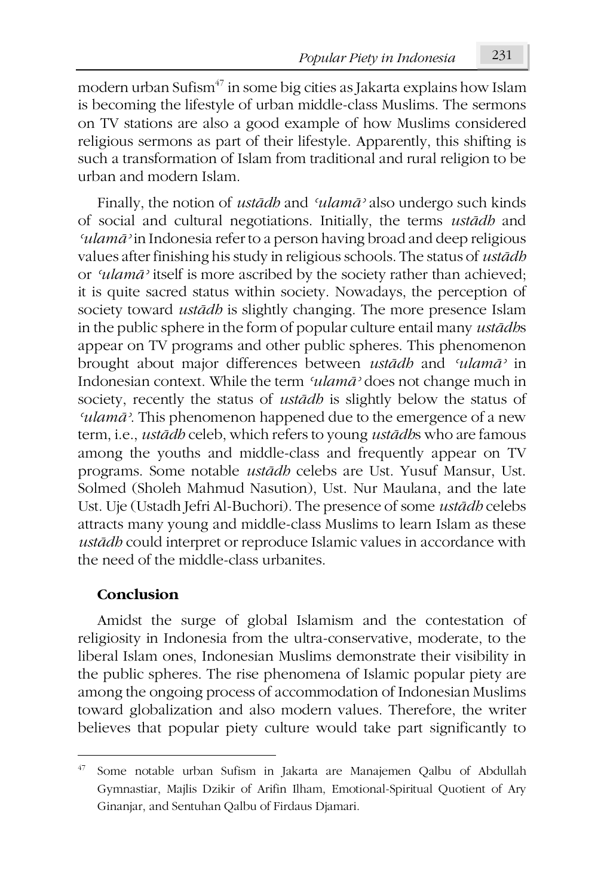modern urban Sufism[47] in some big cities as Jakarta explains how Islam is becoming the lifestyle of urban middle-class Muslims. The sermons on TV stations are also a good example of how Muslims considered religious sermons as part of their lifestyle. Apparently, this shifting is such a transformation of Islam from traditional and rural religion to be urban and modern Islam.

Finally, the notion of *ustādh* and *ʿulamāʾ* also undergo such kinds of social and cultural negotiations. Initially, the terms *ustādh* and *ʿulamāʾ* in Indonesia refer to a person having broad and deep religious values after finishing his study in religious schools. The status of *ustādh* or *ʿulamāʾ* itself is more ascribed by the society rather than achieved; it is quite sacred status within society. Nowadays, the perception of society toward *ustādh* is slightly changing. The more presence Islam in the public sphere in the form of popular culture entail many *ustādh*s appear on TV programs and other public spheres. This phenomenon brought about major differences between *ustādh* and *ʿulamāʾ* in Indonesian context. While the term *ʿulamāʾ* does not change much in society, recently the status of *ustādh* is slightly below the status of *ʿulamāʾ*. This phenomenon happened due to the emergence of a new term, i.e., *ustādh* celeb, which refers to young *ustādh*s who are famous among the youths and middle-class and frequently appear on TV programs. Some notable *ustādh* celebs are Ust. Yusuf Mansur, Ust. Solmed (Sholeh Mahmud Nasution), Ust. Nur Maulana, and the late Ust. Uje (Ustadh Jefri Al-Buchori). The presence of some *ustādh* celebs attracts many young and middle-class Muslims to learn Islam as these *ustādh* could interpret or reproduce Islamic values in accordance with the need of the middle-class urbanites.

## Conclusion

Amidst the surge of global Islamism and the contestation of religiosity in Indonesia from the ultra-conservative, moderate, to the liberal Islam ones, Indonesian Muslims demonstrate their visibility in the public spheres. The rise phenomena of Islamic popular piety are among the ongoing process of accommodation of Indonesian Muslims toward globalization and also modern values. Therefore, the writer believes that popular piety culture would take part significantly to

---

[47] Some notable urban Sufism in Jakarta are Manajemen Qalbu of Abdullah Gymnastiar, Majlis Dzikir of Arifin Ilham, Emotional-Spiritual Quotient of Ary Ginanjar, and Sentuhan Qalbu of Firdaus Djamari.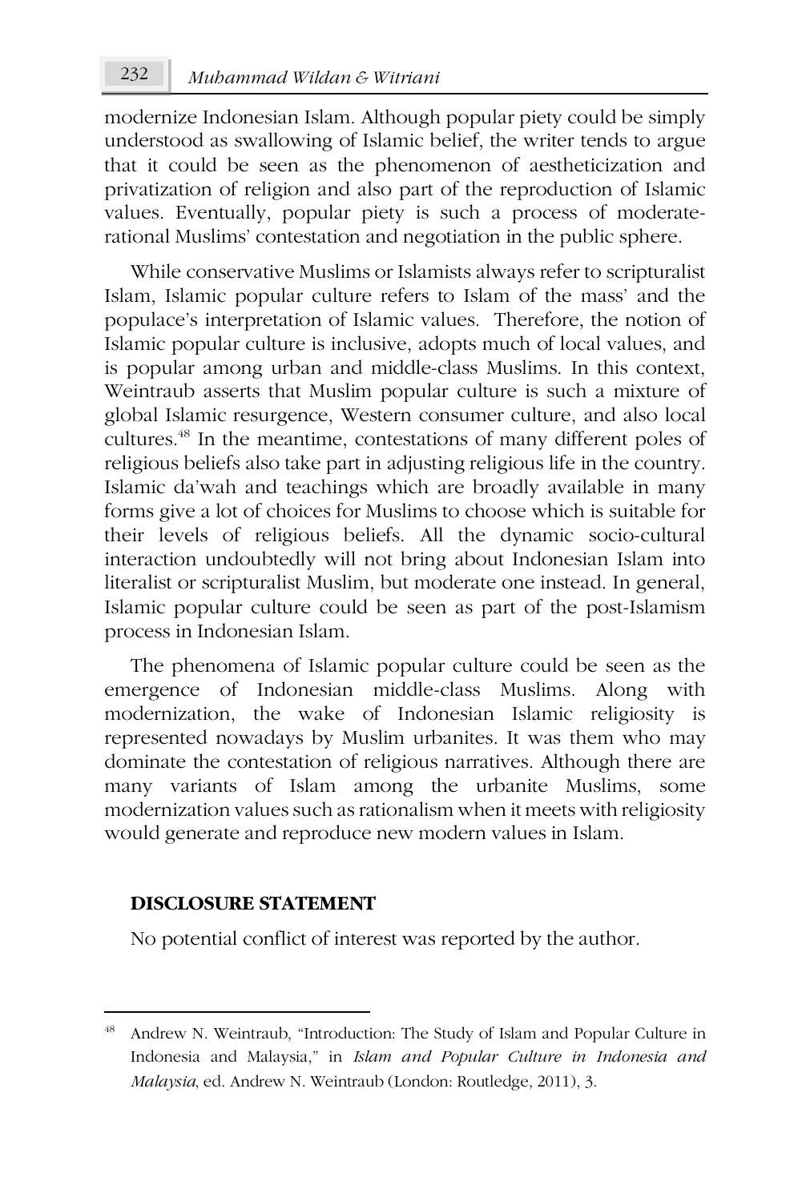modernize Indonesian Islam. Although popular piety could be simply understood as swallowing of Islamic belief, the writer tends to argue that it could be seen as the phenomenon of aestheticization and privatization of religion and also part of the reproduction of Islamic values. Eventually, popular piety is such a process of moderate-rational Muslims' contestation and negotiation in the public sphere.

While conservative Muslims or Islamists always refer to scripturalist Islam, Islamic popular culture refers to Islam of the mass' and the populace's interpretation of Islamic values. Therefore, the notion of Islamic popular culture is inclusive, adopts much of local values, and is popular among urban and middle-class Muslims. In this context, Weintraub asserts that Muslim popular culture is such a mixture of global Islamic resurgence, Western consumer culture, and also local cultures.[48] In the meantime, contestations of many different poles of religious beliefs also take part in adjusting religious life in the country. Islamic da'wah and teachings which are broadly available in many forms give a lot of choices for Muslims to choose which is suitable for their levels of religious beliefs. All the dynamic socio-cultural interaction undoubtedly will not bring about Indonesian Islam into literalist or scripturalist Muslim, but moderate one instead. In general, Islamic popular culture could be seen as part of the post-Islamism process in Indonesian Islam.

The phenomena of Islamic popular culture could be seen as the emergence of Indonesian middle-class Muslims. Along with modernization, the wake of Indonesian Islamic religiosity is represented nowadays by Muslim urbanites. It was them who may dominate the contestation of religious narratives. Although there are many variants of Islam among the urbanite Muslims, some modernization values such as rationalism when it meets with religiosity would generate and reproduce new modern values in Islam.

**DISCLOSURE STATEMENT**

No potential conflict of interest was reported by the author.

---

[48] Andrew N. Weintraub, "Introduction: The Study of Islam and Popular Culture in Indonesia and Malaysia," in *Islam and Popular Culture in Indonesia and Malaysia*, ed. Andrew N. Weintraub (London: Routledge, 2011), 3.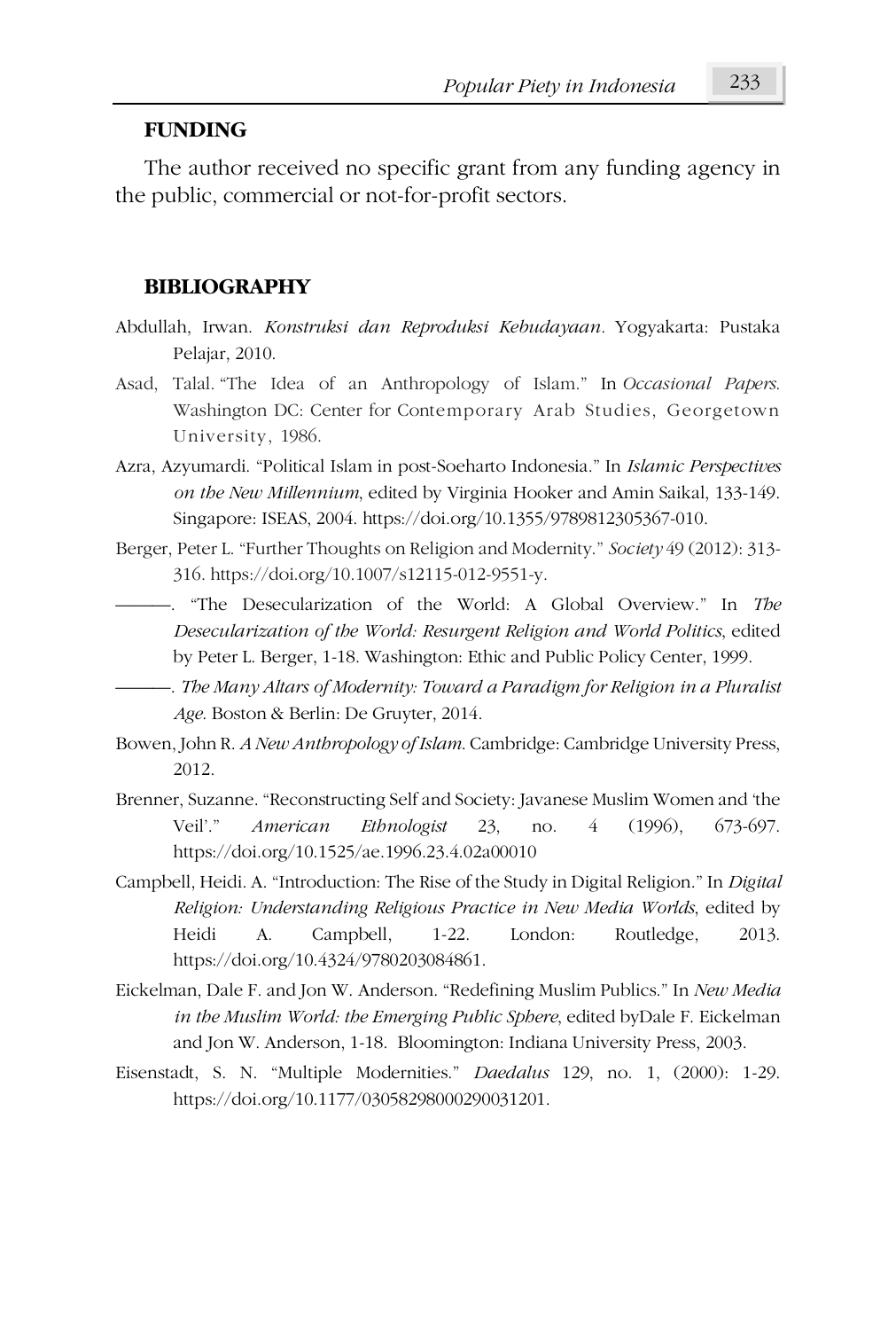## FUNDING

The author received no specific grant from any funding agency in the public, commercial or not-for-profit sectors.

## BIBLIOGRAPHY

Abdullah, Irwan. *Konstruksi dan Reproduksi Kebudayaan*. Yogyakarta: Pustaka Pelajar, 2010.

Asad, Talal. "The Idea of an Anthropology of Islam." In *Occasional Papers*. Washington DC: Center for Contemporary Arab Studies, Georgetown University, 1986.

Azra, Azyumardi. "Political Islam in post-Soeharto Indonesia." In *Islamic Perspectives on the New Millennium*, edited by Virginia Hooker and Amin Saikal, 133-149. Singapore: ISEAS, 2004. https://doi.org/10.1355/9789812305367-010.

Berger, Peter L. "Further Thoughts on Religion and Modernity." *Society* 49 (2012): 313-316. https://doi.org/10.1007/s12115-012-9551-y.

———. "The Desecularization of the World: A Global Overview." In *The Desecularization of the World: Resurgent Religion and World Politics*, edited by Peter L. Berger, 1-18. Washington: Ethic and Public Policy Center, 1999.

———. *The Many Altars of Modernity: Toward a Paradigm for Religion in a Pluralist Age*. Boston & Berlin: De Gruyter, 2014.

Bowen, John R. *A New Anthropology of Islam*. Cambridge: Cambridge University Press, 2012.

Brenner, Suzanne. "Reconstructing Self and Society: Javanese Muslim Women and 'the Veil'." *American Ethnologist* 23, no. 4 (1996), 673-697. https://doi.org/10.1525/ae.1996.23.4.02a00010

Campbell, Heidi. A. "Introduction: The Rise of the Study in Digital Religion." In *Digital Religion: Understanding Religious Practice in New Media Worlds*, edited by Heidi A. Campbell, 1-22. London: Routledge, 2013. https://doi.org/10.4324/9780203084861.

Eickelman, Dale F. and Jon W. Anderson. "Redefining Muslim Publics." In *New Media in the Muslim World: the Emerging Public Sphere*, edited byDale F. Eickelman and Jon W. Anderson, 1-18. Bloomington: Indiana University Press, 2003.

Eisenstadt, S. N. "Multiple Modernities." *Daedalus* 129, no. 1, (2000): 1-29. https://doi.org/10.1177/03058298000290031201.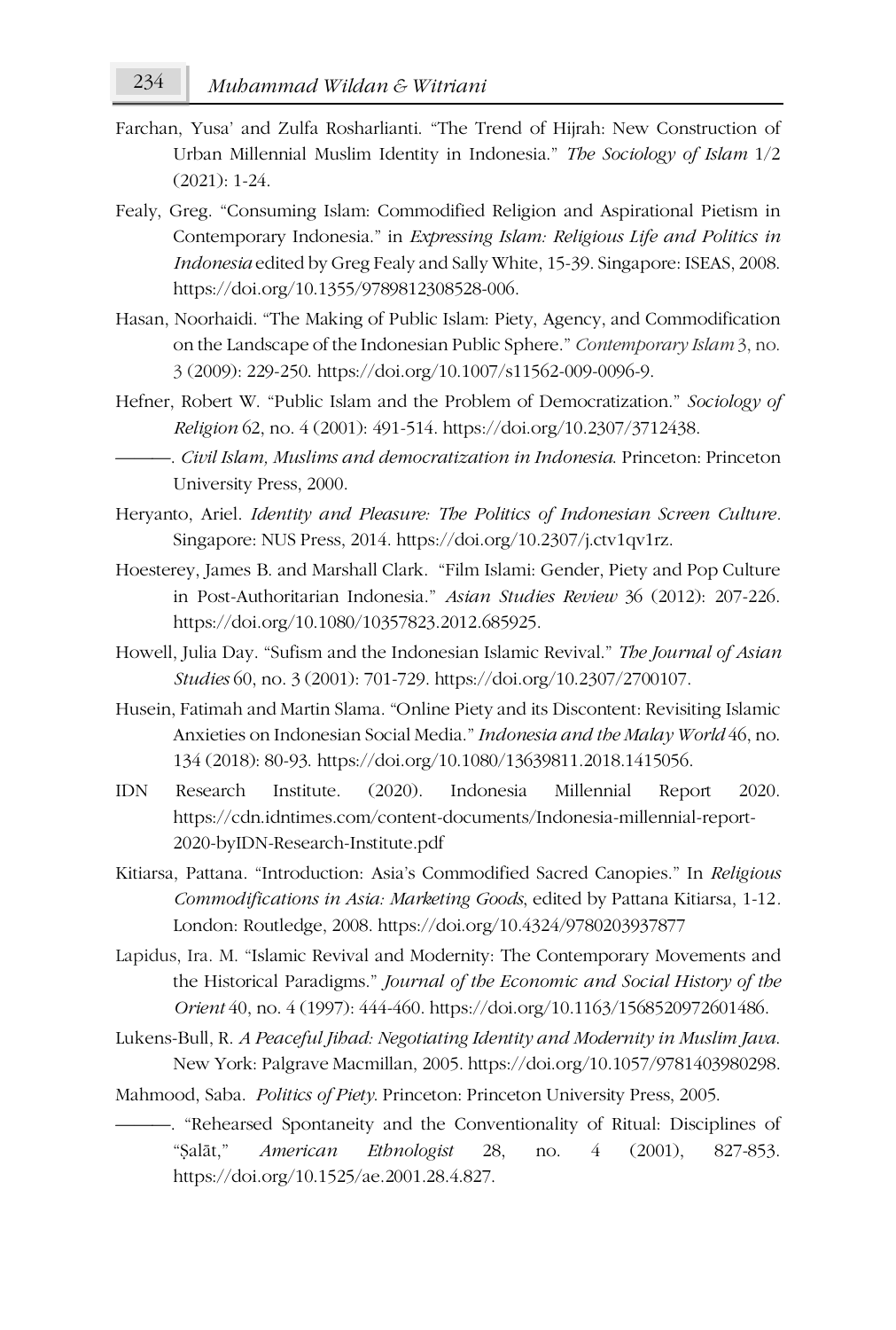Farchan, Yusa' and Zulfa Rosharlianti. "The Trend of Hijrah: New Construction of Urban Millennial Muslim Identity in Indonesia." *The Sociology of Islam* 1/2 (2021): 1-24.

Fealy, Greg. "Consuming Islam: Commodified Religion and Aspirational Pietism in Contemporary Indonesia." in *Expressing Islam: Religious Life and Politics in Indonesia* edited by Greg Fealy and Sally White, 15-39. Singapore: ISEAS, 2008. https://doi.org/10.1355/9789812308528-006.

Hasan, Noorhaidi. "The Making of Public Islam: Piety, Agency, and Commodification on the Landscape of the Indonesian Public Sphere." *Contemporary Islam* 3, no. 3 (2009): 229-250. https://doi.org/10.1007/s11562-009-0096-9.

Hefner, Robert W. "Public Islam and the Problem of Democratization." *Sociology of Religion* 62, no. 4 (2001): 491-514. https://doi.org/10.2307/3712438.

———. *Civil Islam, Muslims and democratization in Indonesia*. Princeton: Princeton University Press, 2000.

Heryanto, Ariel. *Identity and Pleasure: The Politics of Indonesian Screen Culture*. Singapore: NUS Press, 2014. https://doi.org/10.2307/j.ctv1qv1rz.

Hoesterey, James B. and Marshall Clark. "Film Islami: Gender, Piety and Pop Culture in Post-Authoritarian Indonesia." *Asian Studies Review* 36 (2012): 207-226. https://doi.org/10.1080/10357823.2012.685925.

Howell, Julia Day. "Sufism and the Indonesian Islamic Revival." *The Journal of Asian Studies* 60, no. 3 (2001): 701-729. https://doi.org/10.2307/2700107.

Husein, Fatimah and Martin Slama. "Online Piety and its Discontent: Revisiting Islamic Anxieties on Indonesian Social Media." *Indonesia and the Malay World* 46, no. 134 (2018): 80-93. https://doi.org/10.1080/13639811.2018.1415056.

IDN Research Institute. (2020). Indonesia Millennial Report 2020. https://cdn.idntimes.com/content-documents/Indonesia-millennial-report-2020-byIDN-Research-Institute.pdf

Kitiarsa, Pattana. "Introduction: Asia's Commodified Sacred Canopies." In *Religious Commodifications in Asia: Marketing Goods*, edited by Pattana Kitiarsa, 1-12. London: Routledge, 2008. https://doi.org/10.4324/9780203937877

Lapidus, Ira. M. "Islamic Revival and Modernity: The Contemporary Movements and the Historical Paradigms." *Journal of the Economic and Social History of the Orient* 40, no. 4 (1997): 444-460. https://doi.org/10.1163/1568520972601486.

Lukens-Bull, R. *A Peaceful Jihad: Negotiating Identity and Modernity in Muslim Java*. New York: Palgrave Macmillan, 2005. https://doi.org/10.1057/9781403980298.

Mahmood, Saba. *Politics of Piety*. Princeton: Princeton University Press, 2005.

———. "Rehearsed Spontaneity and the Conventionality of Ritual: Disciplines of "Ṣalāt," *American Ethnologist* 28, no. 4 (2001), 827-853. https://doi.org/10.1525/ae.2001.28.4.827.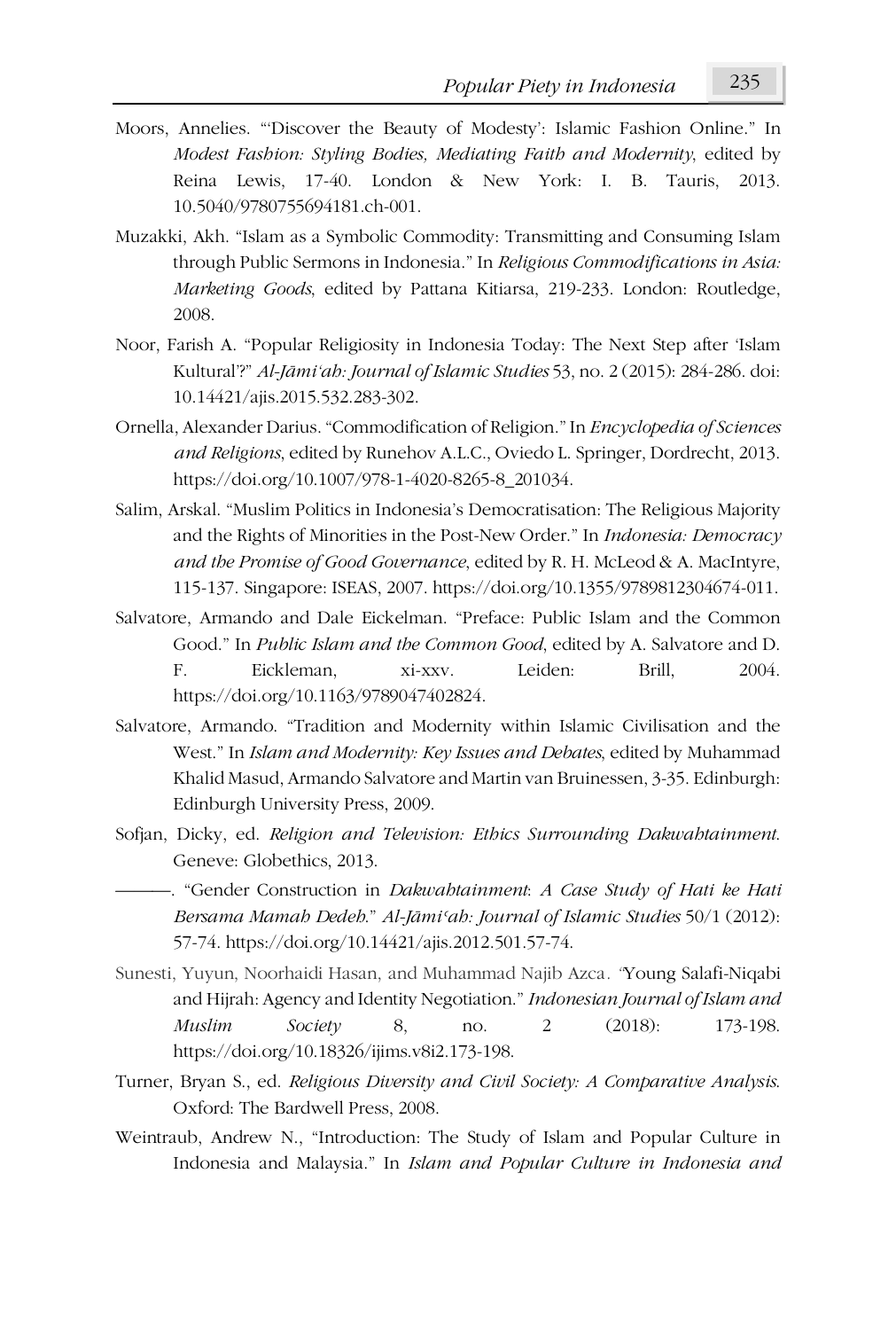Moors, Annelies. "'Discover the Beauty of Modesty': Islamic Fashion Online." In *Modest Fashion: Styling Bodies, Mediating Faith and Modernity*, edited by Reina Lewis, 17-40. London & New York: I. B. Tauris, 2013. 10.5040/9780755694181.ch-001.

Muzakki, Akh. "Islam as a Symbolic Commodity: Transmitting and Consuming Islam through Public Sermons in Indonesia." In *Religious Commodifications in Asia: Marketing Goods*, edited by Pattana Kitiarsa, 219-233. London: Routledge, 2008.

Noor, Farish A. "Popular Religiosity in Indonesia Today: The Next Step after 'Islam Kultural'?" *Al-Jāmi'ah: Journal of Islamic Studies* 53, no. 2 (2015): 284-286. doi: 10.14421/ajis.2015.532.283-302.

Ornella, Alexander Darius. "Commodification of Religion." In *Encyclopedia of Sciences and Religions*, edited by Runehov A.L.C., Oviedo L. Springer, Dordrecht, 2013. https://doi.org/10.1007/978-1-4020-8265-8_201034.

Salim, Arskal. "Muslim Politics in Indonesia's Democratisation: The Religious Majority and the Rights of Minorities in the Post-New Order." In *Indonesia: Democracy and the Promise of Good Governance*, edited by R. H. McLeod & A. MacIntyre, 115-137. Singapore: ISEAS, 2007. https://doi.org/10.1355/9789812304674-011.

Salvatore, Armando and Dale Eickelman. "Preface: Public Islam and the Common Good." In *Public Islam and the Common Good*, edited by A. Salvatore and D. F. Eickleman, xi-xxv. Leiden: Brill, 2004. https://doi.org/10.1163/9789047402824.

Salvatore, Armando. "Tradition and Modernity within Islamic Civilisation and the West." In *Islam and Modernity: Key Issues and Debates*, edited by Muhammad Khalid Masud, Armando Salvatore and Martin van Bruinessen, 3-35. Edinburgh: Edinburgh University Press, 2009.

Sofjan, Dicky, ed. *Religion and Television: Ethics Surrounding Dakwahtainment.* Geneve: Globethics, 2013.

———. "Gender Construction in *Dakwahtainment*: *A Case Study of Hati ke Hati Bersama Mamah Dedeh*." *Al-Jāmi'ah: Journal of Islamic Studies* 50/1 (2012): 57-74. https://doi.org/10.14421/ajis.2012.501.57-74.

Sunesti, Yuyun, Noorhaidi Hasan, and Muhammad Najib Azca. "Young Salafi-Niqabi and Hijrah: Agency and Identity Negotiation." *Indonesian Journal of Islam and Muslim Society* 8, no. 2 (2018): 173-198. https://doi.org/10.18326/ijims.v8i2.173-198.

Turner, Bryan S., ed. *Religious Diversity and Civil Society: A Comparative Analysis.* Oxford: The Bardwell Press, 2008.

Weintraub, Andrew N., "Introduction: The Study of Islam and Popular Culture in Indonesia and Malaysia." In *Islam and Popular Culture in Indonesia and*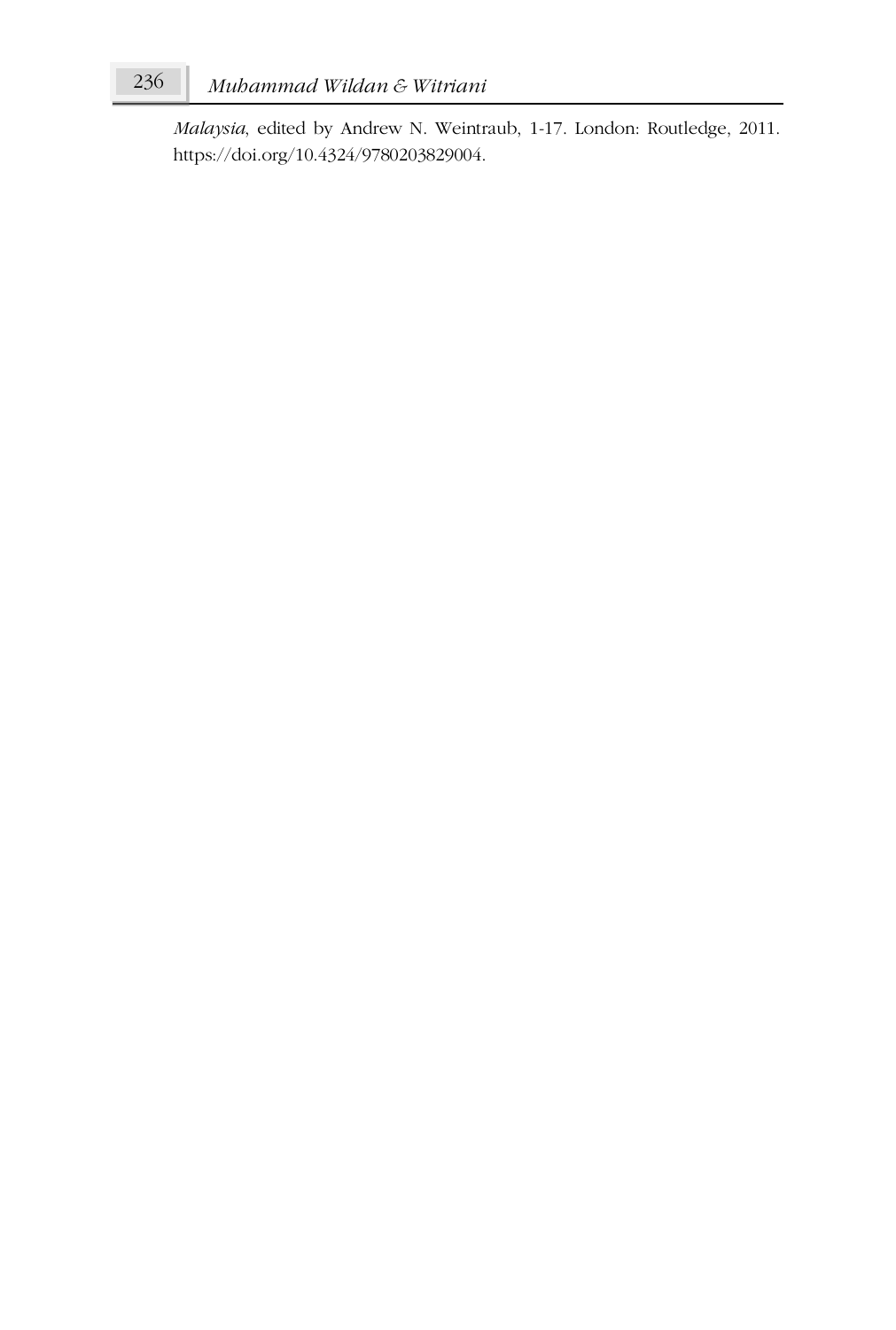*Malaysia*, edited by Andrew N. Weintraub, 1-17. London: Routledge, 2011. https://doi.org/10.4324/9780203829004.